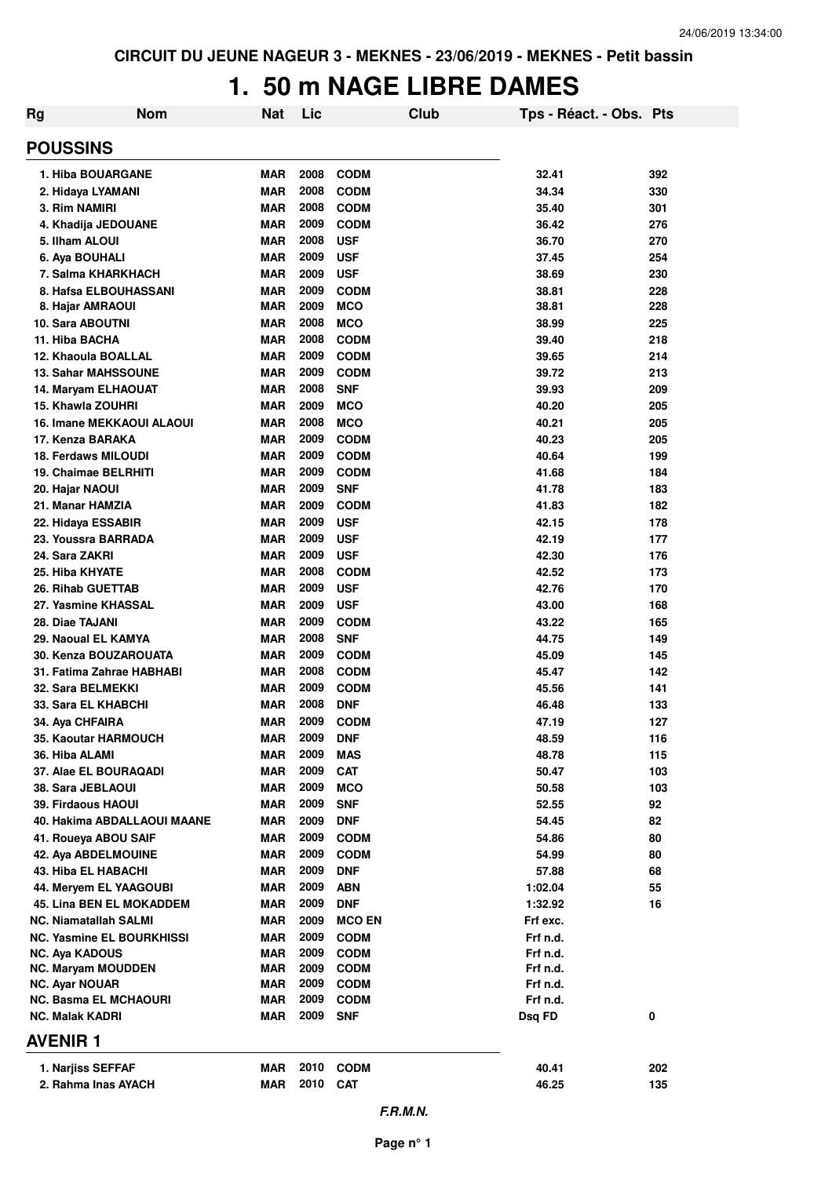CIRCUIT DU JEUNE NAGEUR 3 - MEKNES - 23/06/2019 - MEKNES - Petit bassin

# 1. 50 m NAGE LIBRE DAMES

| Rg | Nom | Nat | Lic | Club | Tps - Réact. - Obs. | Pts |
|---|---|---|---|---|---|---|

## POUSSINS

| Rg | Nom | Nat | Lic | Club | Tps - Réact. - Obs. | Pts |
|---|---|---|---|---|---|---|
| 1. | Hiba BOUARGANE | MAR | 2008 | CODM | 32.41 | 392 |
| 2. | Hidaya LYAMANI | MAR | 2008 | CODM | 34.34 | 330 |
| 3. | Rim NAMIRI | MAR | 2008 | CODM | 35.40 | 301 |
| 4. | Khadija JEDOUANE | MAR | 2009 | CODM | 36.42 | 276 |
| 5. | Ilham ALOUI | MAR | 2008 | USF | 36.70 | 270 |
| 6. | Aya BOUHALI | MAR | 2009 | USF | 37.45 | 254 |
| 7. | Salma KHARKHACH | MAR | 2009 | USF | 38.69 | 230 |
| 8. | Hafsa ELBOUHASSANI | MAR | 2009 | CODM | 38.81 | 228 |
| 8. | Hajar AMRAOUI | MAR | 2009 | MCO | 38.81 | 228 |
| 10. | Sara ABOUTNI | MAR | 2008 | MCO | 38.99 | 225 |
| 11. | Hiba BACHA | MAR | 2008 | CODM | 39.40 | 218 |
| 12. | Khaoula BOALLAL | MAR | 2009 | CODM | 39.65 | 214 |
| 13. | Sahar MAHSSOUNE | MAR | 2009 | CODM | 39.72 | 213 |
| 14. | Maryam ELHAOUAT | MAR | 2008 | SNF | 39.93 | 209 |
| 15. | Khawla ZOUHRI | MAR | 2009 | MCO | 40.20 | 205 |
| 16. | Imane MEKKAOUI ALAOUI | MAR | 2008 | MCO | 40.21 | 205 |
| 17. | Kenza BARAKA | MAR | 2009 | CODM | 40.23 | 205 |
| 18. | Ferdaws MILOUDI | MAR | 2009 | CODM | 40.64 | 199 |
| 19. | Chaimae BELRHITI | MAR | 2009 | CODM | 41.68 | 184 |
| 20. | Hajar NAOUI | MAR | 2009 | SNF | 41.78 | 183 |
| 21. | Manar HAMZIA | MAR | 2009 | CODM | 41.83 | 182 |
| 22. | Hidaya ESSABIR | MAR | 2009 | USF | 42.15 | 178 |
| 23. | Youssra BARRADA | MAR | 2009 | USF | 42.19 | 177 |
| 24. | Sara ZAKRI | MAR | 2009 | USF | 42.30 | 176 |
| 25. | Hiba KHYATE | MAR | 2008 | CODM | 42.52 | 173 |
| 26. | Rihab GUETTAB | MAR | 2009 | USF | 42.76 | 170 |
| 27. | Yasmine KHASSAL | MAR | 2009 | USF | 43.00 | 168 |
| 28. | Diae TAJANI | MAR | 2009 | CODM | 43.22 | 165 |
| 29. | Naoual EL KAMYA | MAR | 2008 | SNF | 44.75 | 149 |
| 30. | Kenza BOUZAROUATA | MAR | 2009 | CODM | 45.09 | 145 |
| 31. | Fatima Zahrae HABHABI | MAR | 2008 | CODM | 45.47 | 142 |
| 32. | Sara BELMEKKI | MAR | 2009 | CODM | 45.56 | 141 |
| 33. | Sara EL KHABCHI | MAR | 2008 | DNF | 46.48 | 133 |
| 34. | Aya CHFAIRA | MAR | 2009 | CODM | 47.19 | 127 |
| 35. | Kaoutar HARMOUCH | MAR | 2009 | DNF | 48.59 | 116 |
| 36. | Hiba ALAMI | MAR | 2009 | MAS | 48.78 | 115 |
| 37. | Alae EL BOURAQADI | MAR | 2009 | CAT | 50.47 | 103 |
| 38. | Sara JEBLAOUI | MAR | 2009 | MCO | 50.58 | 103 |
| 39. | Firdaous HAOUI | MAR | 2009 | SNF | 52.55 | 92 |
| 40. | Hakima ABDALLAOUI MAANE | MAR | 2009 | DNF | 54.45 | 82 |
| 41. | Roueya ABOU SAIF | MAR | 2009 | CODM | 54.86 | 80 |
| 42. | Aya ABDELMOUINE | MAR | 2009 | CODM | 54.99 | 80 |
| 43. | Hiba EL HABACHI | MAR | 2009 | DNF | 57.88 | 68 |
| 44. | Meryem EL YAAGOUBI | MAR | 2009 | ABN | 1:02.04 | 55 |
| 45. | Lina BEN EL MOKADDEM | MAR | 2009 | DNF | 1:32.92 | 16 |
| NC. | Niamatallah SALMI | MAR | 2009 | MCO EN | Frf exc. | |
| NC. | Yasmine EL BOURKHISSI | MAR | 2009 | CODM | Frf n.d. | |
| NC. | Aya KADOUS | MAR | 2009 | CODM | Frf n.d. | |
| NC. | Maryam MOUDDEN | MAR | 2009 | CODM | Frf n.d. | |
| NC. | Ayar NOUAR | MAR | 2009 | CODM | Frf n.d. | |
| NC. | Basma EL MCHAOURI | MAR | 2009 | CODM | Frf n.d. | |
| NC. | Malak KADRI | MAR | 2009 | SNF | Dsq FD | 0 |

## AVENIR 1

| Rg | Nom | Nat | Lic | Club | Tps - Réact. - Obs. | Pts |
|---|---|---|---|---|---|---|
| 1. | Narjiss SEFFAF | MAR | 2010 | CODM | 40.41 | 202 |
| 2. | Rahma Inas AYACH | MAR | 2010 | CAT | 46.25 | 135 |

*F.R.M.N.*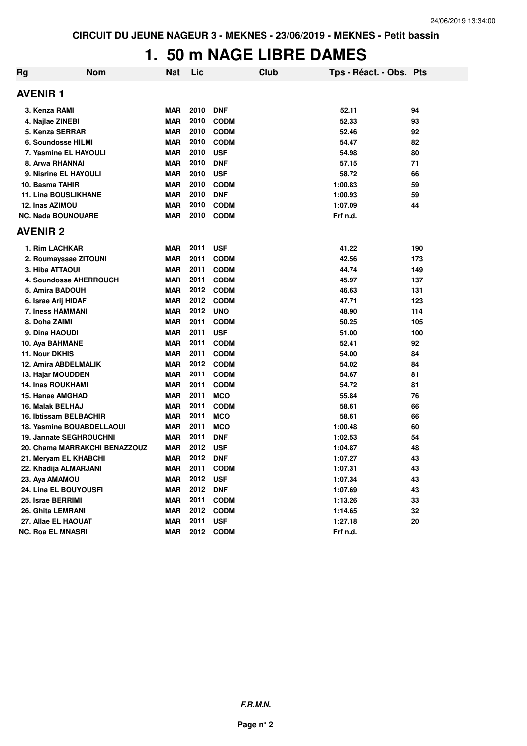CIRCUIT DU JEUNE NAGEUR 3 - MEKNES - 23/06/2019 - MEKNES - Petit bassin

# 1. 50 m NAGE LIBRE DAMES

| Rg | Nom | Nat | Lic | Club | Tps - Réact. - Obs. | Pts |
|---|---|---|---|---|---|---|
| **AVENIR 1** | | | | | | |
| 3. | Kenza RAMI | MAR | 2010 | DNF | 52.11 | 94 |
| 4. | Najlae ZINEBI | MAR | 2010 | CODM | 52.33 | 93 |
| 5. | Kenza SERRAR | MAR | 2010 | CODM | 52.46 | 92 |
| 6. | Soundosse HILMI | MAR | 2010 | CODM | 54.47 | 82 |
| 7. | Yasmine EL HAYOULI | MAR | 2010 | USF | 54.98 | 80 |
| 8. | Arwa RHANNAI | MAR | 2010 | DNF | 57.15 | 71 |
| 9. | Nisrine EL HAYOULI | MAR | 2010 | USF | 58.72 | 66 |
| 10. | Basma TAHIR | MAR | 2010 | CODM | 1:00.83 | 59 |
| 11. | Lina BOUSLIKHANE | MAR | 2010 | DNF | 1:00.93 | 59 |
| 12. | Inas AZIMOU | MAR | 2010 | CODM | 1:07.09 | 44 |
| NC. | Nada BOUNOUARE | MAR | 2010 | CODM | Frf n.d. | |
| **AVENIR 2** | | | | | | |
| 1. | Rim LACHKAR | MAR | 2011 | USF | 41.22 | 190 |
| 2. | Roumayssae ZITOUNI | MAR | 2011 | CODM | 42.56 | 173 |
| 3. | Hiba ATTAOUI | MAR | 2011 | CODM | 44.74 | 149 |
| 4. | Soundosse AHERROUCH | MAR | 2011 | CODM | 45.97 | 137 |
| 5. | Amira BADOUH | MAR | 2012 | CODM | 46.63 | 131 |
| 6. | Israe Arij HIDAF | MAR | 2012 | CODM | 47.71 | 123 |
| 7. | Iness HAMMANI | MAR | 2012 | UNO | 48.90 | 114 |
| 8. | Doha ZAIMI | MAR | 2011 | CODM | 50.25 | 105 |
| 9. | Dina HAOUDI | MAR | 2011 | USF | 51.00 | 100 |
| 10. | Aya BAHMANE | MAR | 2011 | CODM | 52.41 | 92 |
| 11. | Nour DKHIS | MAR | 2011 | CODM | 54.00 | 84 |
| 12. | Amira ABDELMALIK | MAR | 2012 | CODM | 54.02 | 84 |
| 13. | Hajar MOUDDEN | MAR | 2011 | CODM | 54.67 | 81 |
| 14. | Inas ROUKHAMI | MAR | 2011 | CODM | 54.72 | 81 |
| 15. | Hanae AMGHAD | MAR | 2011 | MCO | 55.84 | 76 |
| 16. | Malak BELHAJ | MAR | 2011 | CODM | 58.61 | 66 |
| 16. | Ibtissam BELBACHIR | MAR | 2011 | MCO | 58.61 | 66 |
| 18. | Yasmine BOUABDELLAOUI | MAR | 2011 | MCO | 1:00.48 | 60 |
| 19. | Jannate SEGHROUCHNI | MAR | 2011 | DNF | 1:02.53 | 54 |
| 20. | Chama MARRAKCHI BENAZZOUZ | MAR | 2012 | USF | 1:04.87 | 48 |
| 21. | Meryam EL KHABCHI | MAR | 2012 | DNF | 1:07.27 | 43 |
| 22. | Khadija ALMARJANI | MAR | 2011 | CODM | 1:07.31 | 43 |
| 23. | Aya AMAMOU | MAR | 2012 | USF | 1:07.34 | 43 |
| 24. | Lina EL BOUYOUSFI | MAR | 2012 | DNF | 1:07.69 | 43 |
| 25. | Israe BERRIMI | MAR | 2011 | CODM | 1:13.26 | 33 |
| 26. | Ghita LEMRANI | MAR | 2012 | CODM | 1:14.65 | 32 |
| 27. | Allae EL HAOUAT | MAR | 2011 | USF | 1:27.18 | 20 |
| NC. | Roa EL MNASRI | MAR | 2012 | CODM | Frf n.d. | |

*F.R.M.N.*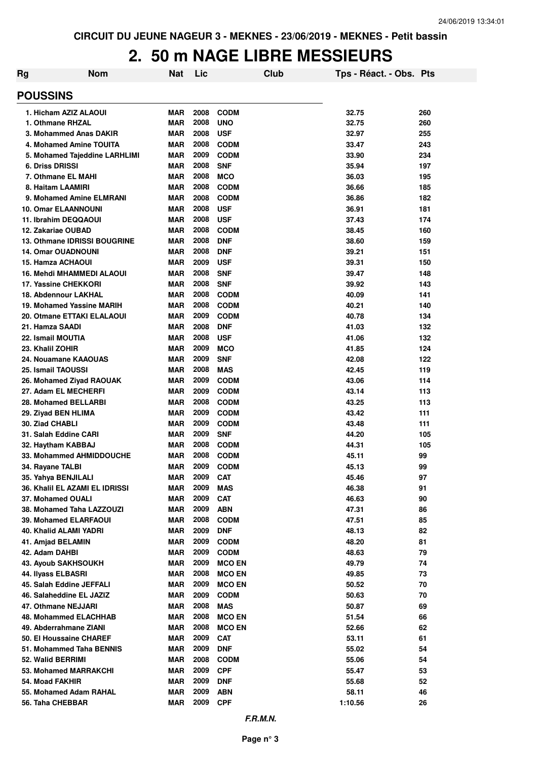CIRCUIT DU JEUNE NAGEUR 3 - MEKNES - 23/06/2019 - MEKNES - Petit bassin

# 2. 50 m NAGE LIBRE MESSIEURS

| Rg | Nom | Nat | Lic | Club | Tps - Réact. - Obs. | Pts |
|---|---|---|---|---|---|---|
| **POUSSINS** | | | | | | |
| 1. | Hicham AZIZ ALAOUI | MAR | 2008 | CODM | 32.75 | 260 |
| 1. | Othmane RHZAL | MAR | 2008 | UNO | 32.75 | 260 |
| 3. | Mohammed Anas DAKIR | MAR | 2008 | USF | 32.97 | 255 |
| 4. | Mohamed Amine TOUITA | MAR | 2008 | CODM | 33.47 | 243 |
| 5. | Mohamed Tajeddine LARHLIMI | MAR | 2009 | CODM | 33.90 | 234 |
| 6. | Driss DRISSI | MAR | 2008 | SNF | 35.94 | 197 |
| 7. | Othmane EL MAHI | MAR | 2008 | MCO | 36.03 | 195 |
| 8. | Haitam LAAMIRI | MAR | 2008 | CODM | 36.66 | 185 |
| 9. | Mohamed Amine ELMRANI | MAR | 2008 | CODM | 36.86 | 182 |
| 10. | Omar ELAANNOUNI | MAR | 2008 | USF | 36.91 | 181 |
| 11. | Ibrahim DEQQAOUI | MAR | 2008 | USF | 37.43 | 174 |
| 12. | Zakariae OUBAD | MAR | 2008 | CODM | 38.45 | 160 |
| 13. | Othmane IDRISSI BOUGRINE | MAR | 2008 | DNF | 38.60 | 159 |
| 14. | Omar OUADNOUNI | MAR | 2008 | DNF | 39.21 | 151 |
| 15. | Hamza ACHAOUI | MAR | 2009 | USF | 39.31 | 150 |
| 16. | Mehdi MHAMMEDI ALAOUI | MAR | 2008 | SNF | 39.47 | 148 |
| 17. | Yassine CHEKKORI | MAR | 2008 | SNF | 39.92 | 143 |
| 18. | Abdennour LAKHAL | MAR | 2008 | CODM | 40.09 | 141 |
| 19. | Mohamed Yassine MARIH | MAR | 2008 | CODM | 40.21 | 140 |
| 20. | Otmane ETTAKI ELALAOUI | MAR | 2009 | CODM | 40.78 | 134 |
| 21. | Hamza SAADI | MAR | 2008 | DNF | 41.03 | 132 |
| 22. | Ismail MOUTIA | MAR | 2008 | USF | 41.06 | 132 |
| 23. | Khalil ZOHIR | MAR | 2009 | MCO | 41.85 | 124 |
| 24. | Nouamane KAAOUAS | MAR | 2009 | SNF | 42.08 | 122 |
| 25. | Ismail TAOUSSI | MAR | 2008 | MAS | 42.45 | 119 |
| 26. | Mohamed Ziyad RAOUAK | MAR | 2009 | CODM | 43.06 | 114 |
| 27. | Adam EL MECHERFI | MAR | 2009 | CODM | 43.14 | 113 |
| 28. | Mohamed BELLARBI | MAR | 2008 | CODM | 43.25 | 113 |
| 29. | Ziyad BEN HLIMA | MAR | 2009 | CODM | 43.42 | 111 |
| 30. | Ziad CHABLI | MAR | 2009 | CODM | 43.48 | 111 |
| 31. | Salah Eddine CARI | MAR | 2009 | SNF | 44.20 | 105 |
| 32. | Haytham KABBAJ | MAR | 2008 | CODM | 44.31 | 105 |
| 33. | Mohammed AHMIDDOUCHE | MAR | 2008 | CODM | 45.11 | 99 |
| 34. | Rayane TALBI | MAR | 2009 | CODM | 45.13 | 99 |
| 35. | Yahya BENJILALI | MAR | 2009 | CAT | 45.46 | 97 |
| 36. | Khalil EL AZAMI EL IDRISSI | MAR | 2009 | MAS | 46.38 | 91 |
| 37. | Mohamed OUALI | MAR | 2009 | CAT | 46.63 | 90 |
| 38. | Mohamed Taha LAZZOUZI | MAR | 2009 | ABN | 47.31 | 86 |
| 39. | Mohamed ELARFAOUI | MAR | 2008 | CODM | 47.51 | 85 |
| 40. | Khalid ALAMI YADRI | MAR | 2009 | DNF | 48.13 | 82 |
| 41. | Amjad BELAMIN | MAR | 2009 | CODM | 48.20 | 81 |
| 42. | Adam DAHBI | MAR | 2009 | CODM | 48.63 | 79 |
| 43. | Ayoub SAKHSOUKH | MAR | 2009 | MCO EN | 49.79 | 74 |
| 44. | Ilyass ELBASRI | MAR | 2008 | MCO EN | 49.85 | 73 |
| 45. | Salah Eddine JEFFALI | MAR | 2009 | MCO EN | 50.52 | 70 |
| 46. | Salaheddine EL JAZIZ | MAR | 2009 | CODM | 50.63 | 70 |
| 47. | Othmane NEJJARI | MAR | 2008 | MAS | 50.87 | 69 |
| 48. | Mohammed ELACHHAB | MAR | 2008 | MCO EN | 51.54 | 66 |
| 49. | Abderrahmane ZIANI | MAR | 2008 | MCO EN | 52.66 | 62 |
| 50. | El Houssaine CHAREF | MAR | 2009 | CAT | 53.11 | 61 |
| 51. | Mohammed Taha BENNIS | MAR | 2009 | DNF | 55.02 | 54 |
| 52. | Walid BERRIMI | MAR | 2008 | CODM | 55.06 | 54 |
| 53. | Mohamed MARRAKCHI | MAR | 2009 | CPF | 55.47 | 53 |
| 54. | Moad FAKHIR | MAR | 2009 | DNF | 55.68 | 52 |
| 55. | Mohamed Adam RAHAL | MAR | 2009 | ABN | 58.11 | 46 |
| 56. | Taha CHEBBAR | MAR | 2009 | CPF | 1:10.56 | 26 |

*F.R.M.N.*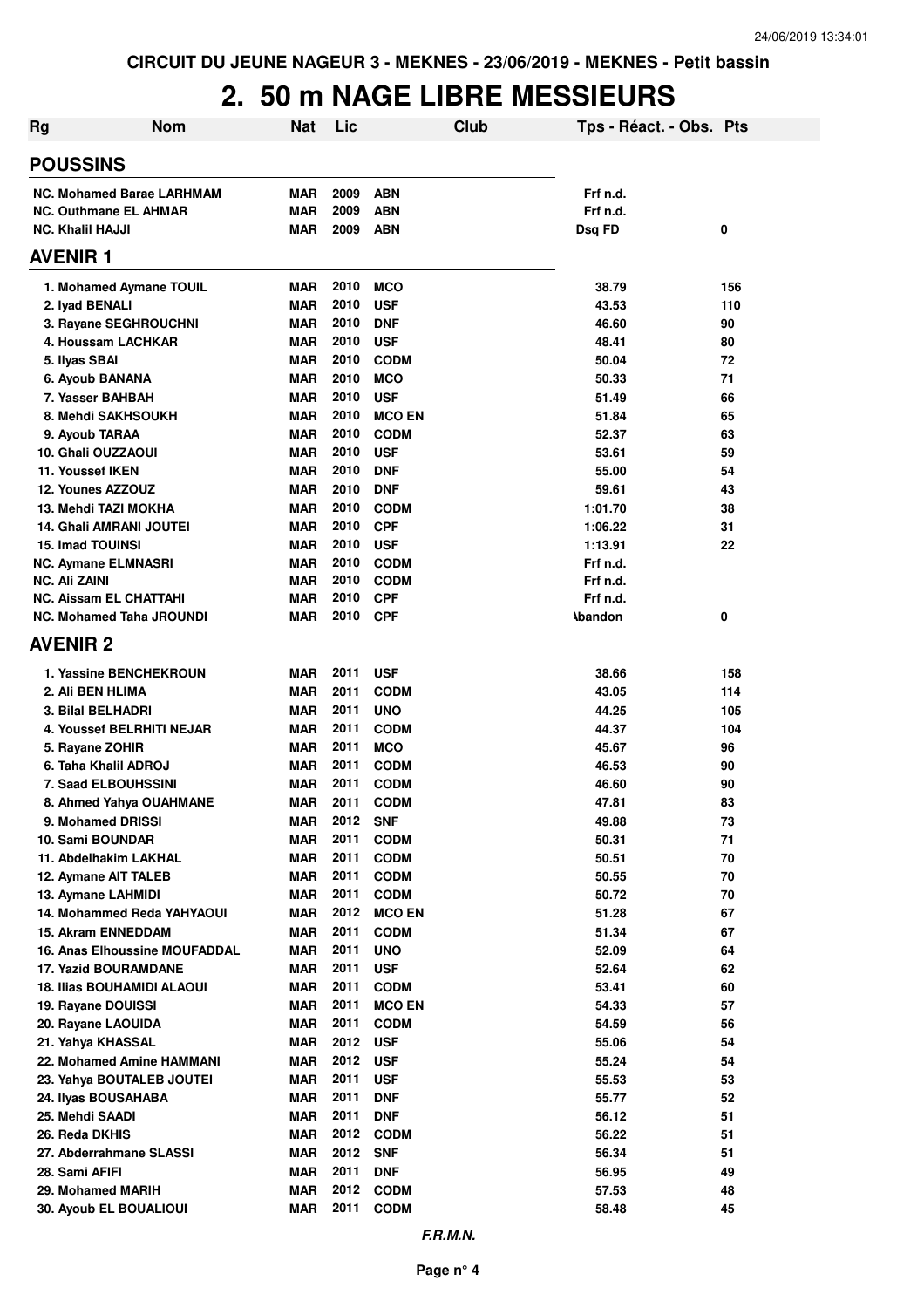CIRCUIT DU JEUNE NAGEUR 3 - MEKNES - 23/06/2019 - MEKNES - Petit bassin

# 2. 50 m NAGE LIBRE MESSIEURS

| Rg | Nom | Nat | Lic | Club | Tps - Réact. - Obs. | Pts |
|---|---|---|---|---|---|---|
| **POUSSINS** | | | | | | |
| NC. | Mohamed Barae LARHMAM | MAR | 2009 | ABN | Frf n.d. | |
| NC. | Outhmane EL AHMAR | MAR | 2009 | ABN | Frf n.d. | |
| NC. | Khalil HAJJI | MAR | 2009 | ABN | Dsq FD | 0 |
| **AVENIR 1** | | | | | | |
| 1. | Mohamed Aymane TOUIL | MAR | 2010 | MCO | 38.79 | 156 |
| 2. | Iyad BENALI | MAR | 2010 | USF | 43.53 | 110 |
| 3. | Rayane SEGHROUCHNI | MAR | 2010 | DNF | 46.60 | 90 |
| 4. | Houssam LACHKAR | MAR | 2010 | USF | 48.41 | 80 |
| 5. | Ilyas SBAI | MAR | 2010 | CODM | 50.04 | 72 |
| 6. | Ayoub BANANA | MAR | 2010 | MCO | 50.33 | 71 |
| 7. | Yasser BAHBAH | MAR | 2010 | USF | 51.49 | 66 |
| 8. | Mehdi SAKHSOUKH | MAR | 2010 | MCO EN | 51.84 | 65 |
| 9. | Ayoub TARAA | MAR | 2010 | CODM | 52.37 | 63 |
| 10. | Ghali OUZZAOUI | MAR | 2010 | USF | 53.61 | 59 |
| 11. | Youssef IKEN | MAR | 2010 | DNF | 55.00 | 54 |
| 12. | Younes AZZOUZ | MAR | 2010 | DNF | 59.61 | 43 |
| 13. | Mehdi TAZI MOKHA | MAR | 2010 | CODM | 1:01.70 | 38 |
| 14. | Ghali AMRANI JOUTEI | MAR | 2010 | CPF | 1:06.22 | 31 |
| 15. | Imad TOUINSI | MAR | 2010 | USF | 1:13.91 | 22 |
| NC. | Aymane ELMNASRI | MAR | 2010 | CODM | Frf n.d. | |
| NC. | Ali ZAINI | MAR | 2010 | CODM | Frf n.d. | |
| NC. | Aissam EL CHATTAHI | MAR | 2010 | CPF | Frf n.d. | |
| NC. | Mohamed Taha JROUNDI | MAR | 2010 | CPF | Abandon | 0 |
| **AVENIR 2** | | | | | | |
| 1. | Yassine BENCHEKROUN | MAR | 2011 | USF | 38.66 | 158 |
| 2. | Ali BEN HLIMA | MAR | 2011 | CODM | 43.05 | 114 |
| 3. | Bilal BELHADRI | MAR | 2011 | UNO | 44.25 | 105 |
| 4. | Youssef BELRHITI NEJAR | MAR | 2011 | CODM | 44.37 | 104 |
| 5. | Rayane ZOHIR | MAR | 2011 | MCO | 45.67 | 96 |
| 6. | Taha Khalil ADROJ | MAR | 2011 | CODM | 46.53 | 90 |
| 7. | Saad ELBOUHSSINI | MAR | 2011 | CODM | 46.60 | 90 |
| 8. | Ahmed Yahya OUAHMANE | MAR | 2011 | CODM | 47.81 | 83 |
| 9. | Mohamed DRISSI | MAR | 2012 | SNF | 49.88 | 73 |
| 10. | Sami BOUNDAR | MAR | 2011 | CODM | 50.31 | 71 |
| 11. | Abdelhakim LAKHAL | MAR | 2011 | CODM | 50.51 | 70 |
| 12. | Aymane AIT TALEB | MAR | 2011 | CODM | 50.55 | 70 |
| 13. | Aymane LAHMIDI | MAR | 2011 | CODM | 50.72 | 70 |
| 14. | Mohammed Reda YAHYAOUI | MAR | 2012 | MCO EN | 51.28 | 67 |
| 15. | Akram ENNEDDAM | MAR | 2011 | CODM | 51.34 | 67 |
| 16. | Anas Elhoussine MOUFADDAL | MAR | 2011 | UNO | 52.09 | 64 |
| 17. | Yazid BOURAMDANE | MAR | 2011 | USF | 52.64 | 62 |
| 18. | Ilias BOUHAMIDI ALAOUI | MAR | 2011 | CODM | 53.41 | 60 |
| 19. | Rayane DOUISSI | MAR | 2011 | MCO EN | 54.33 | 57 |
| 20. | Rayane LAOUIDA | MAR | 2011 | CODM | 54.59 | 56 |
| 21. | Yahya KHASSAL | MAR | 2012 | USF | 55.06 | 54 |
| 22. | Mohamed Amine HAMMANI | MAR | 2012 | USF | 55.24 | 54 |
| 23. | Yahya BOUTALEB JOUTEI | MAR | 2011 | USF | 55.53 | 53 |
| 24. | Ilyas BOUSAHABA | MAR | 2011 | DNF | 55.77 | 52 |
| 25. | Mehdi SAADI | MAR | 2011 | DNF | 56.12 | 51 |
| 26. | Reda DKHIS | MAR | 2012 | CODM | 56.22 | 51 |
| 27. | Abderrahmane SLASSI | MAR | 2012 | SNF | 56.34 | 51 |
| 28. | Sami AFIFI | MAR | 2011 | DNF | 56.95 | 49 |
| 29. | Mohamed MARIH | MAR | 2012 | CODM | 57.53 | 48 |
| 30. | Ayoub EL BOUALIOUI | MAR | 2011 | CODM | 58.48 | 45 |

*F.R.M.N.*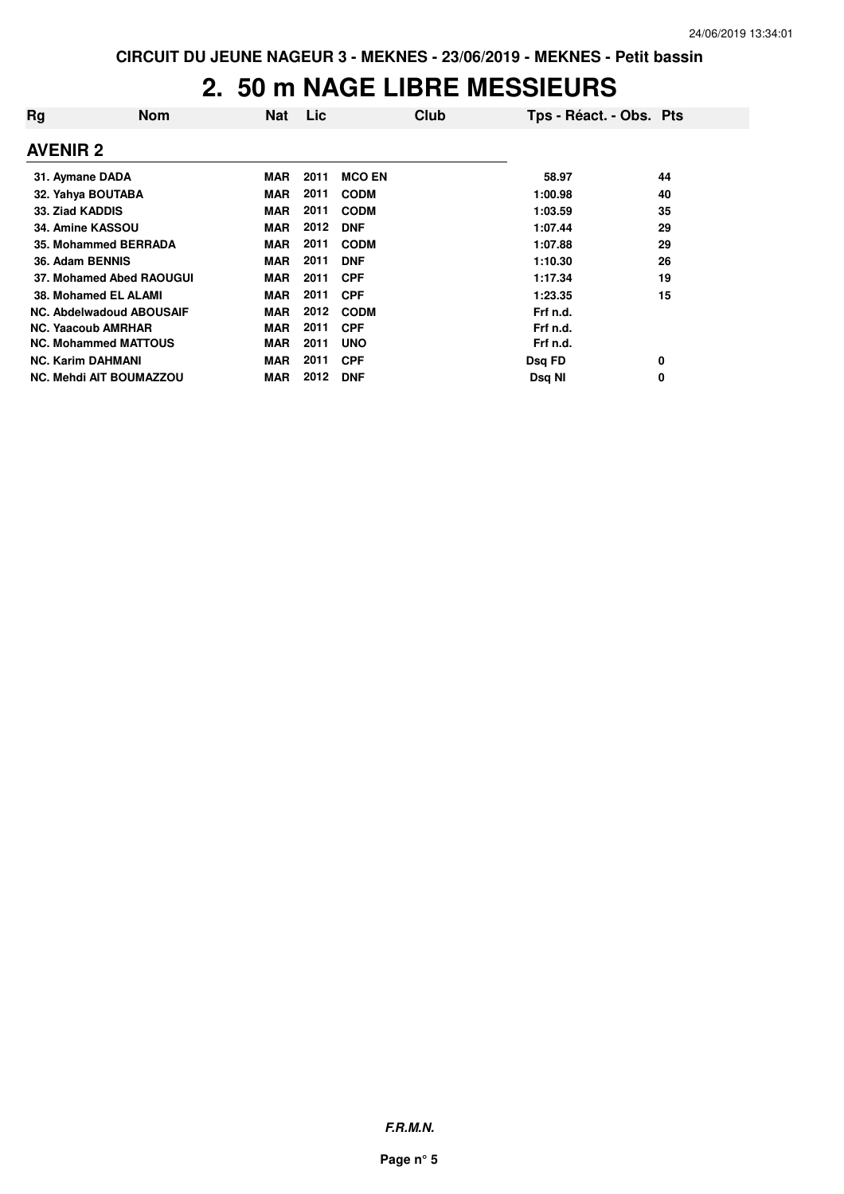CIRCUIT DU JEUNE NAGEUR 3 - MEKNES - 23/06/2019 - MEKNES - Petit bassin

# 2. 50 m NAGE LIBRE MESSIEURS

| Rg | Nom | Nat | Lic | Club | Tps - Réact. - Obs. | Pts |
|---|---|---|---|---|---|---|
| **AVENIR 2** | | | | | | |
| 31. | Aymane DADA | MAR | 2011 | MCO EN | 58.97 | 44 |
| 32. | Yahya BOUTABA | MAR | 2011 | CODM | 1:00.98 | 40 |
| 33. | Ziad KADDIS | MAR | 2011 | CODM | 1:03.59 | 35 |
| 34. | Amine KASSOU | MAR | 2012 | DNF | 1:07.44 | 29 |
| 35. | Mohammed BERRADA | MAR | 2011 | CODM | 1:07.88 | 29 |
| 36. | Adam BENNIS | MAR | 2011 | DNF | 1:10.30 | 26 |
| 37. | Mohamed Abed RAOUGUI | MAR | 2011 | CPF | 1:17.34 | 19 |
| 38. | Mohamed EL ALAMI | MAR | 2011 | CPF | 1:23.35 | 15 |
| NC. | Abdelwadoud ABOUSAIF | MAR | 2012 | CODM | Frf n.d. | |
| NC. | Yaacoub AMRHAR | MAR | 2011 | CPF | Frf n.d. | |
| NC. | Mohammed MATTOUS | MAR | 2011 | UNO | Frf n.d. | |
| NC. | Karim DAHMANI | MAR | 2011 | CPF | Dsq FD | 0 |
| NC. | Mehdi AIT BOUMAZZOU | MAR | 2012 | DNF | Dsq NI | 0 |

***F.R.M.N.***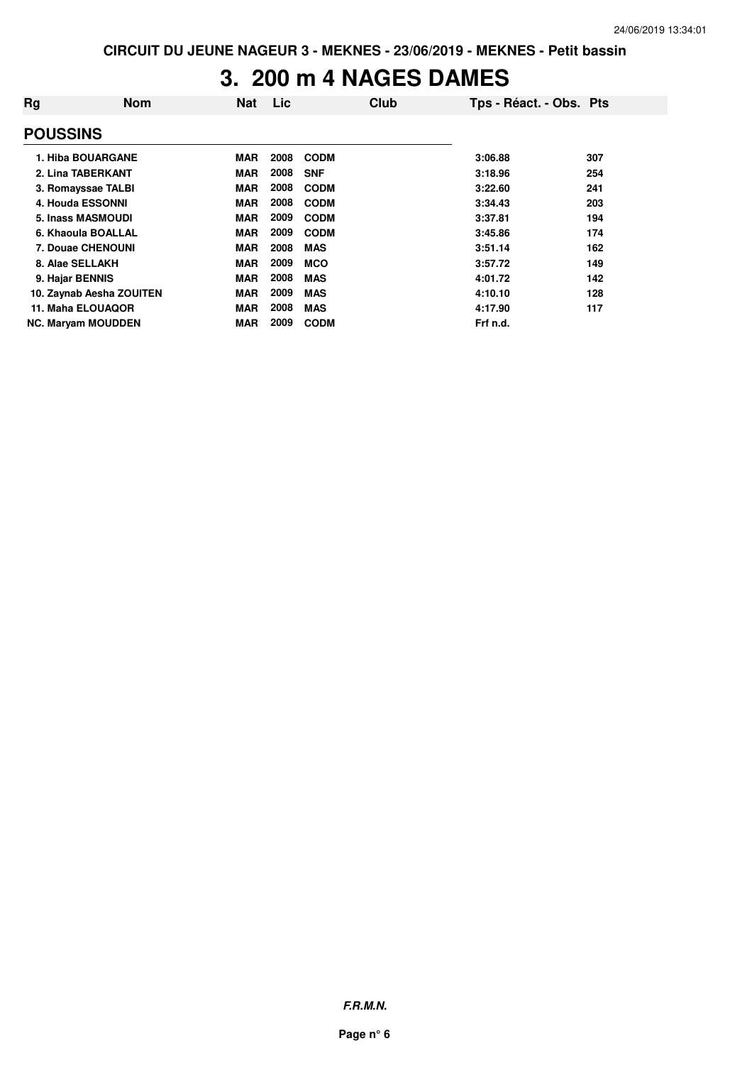CIRCUIT DU JEUNE NAGEUR 3 - MEKNES - 23/06/2019 - MEKNES - Petit bassin

# 3. 200 m 4 NAGES DAMES

| Rg | Nom | Nat | Lic | Club | Tps - Réact. - Obs. | Pts |
|---|---|---|---|---|---|---|
| **POUSSINS** | | | | | | |
| 1. | Hiba BOUARGANE | MAR | 2008 | CODM | 3:06.88 | 307 |
| 2. | Lina TABERKANT | MAR | 2008 | SNF | 3:18.96 | 254 |
| 3. | Romayssae TALBI | MAR | 2008 | CODM | 3:22.60 | 241 |
| 4. | Houda ESSONNI | MAR | 2008 | CODM | 3:34.43 | 203 |
| 5. | Inass MASMOUDI | MAR | 2009 | CODM | 3:37.81 | 194 |
| 6. | Khaoula BOALLAL | MAR | 2009 | CODM | 3:45.86 | 174 |
| 7. | Douae CHENOUNI | MAR | 2008 | MAS | 3:51.14 | 162 |
| 8. | Alae SELLAKH | MAR | 2009 | MCO | 3:57.72 | 149 |
| 9. | Hajar BENNIS | MAR | 2008 | MAS | 4:01.72 | 142 |
| 10. | Zaynab Aesha ZOUITEN | MAR | 2009 | MAS | 4:10.10 | 128 |
| 11. | Maha ELOUAQOR | MAR | 2008 | MAS | 4:17.90 | 117 |
| NC. | Maryam MOUDDEN | MAR | 2009 | CODM | Frf n.d. | |

*F.R.M.N.*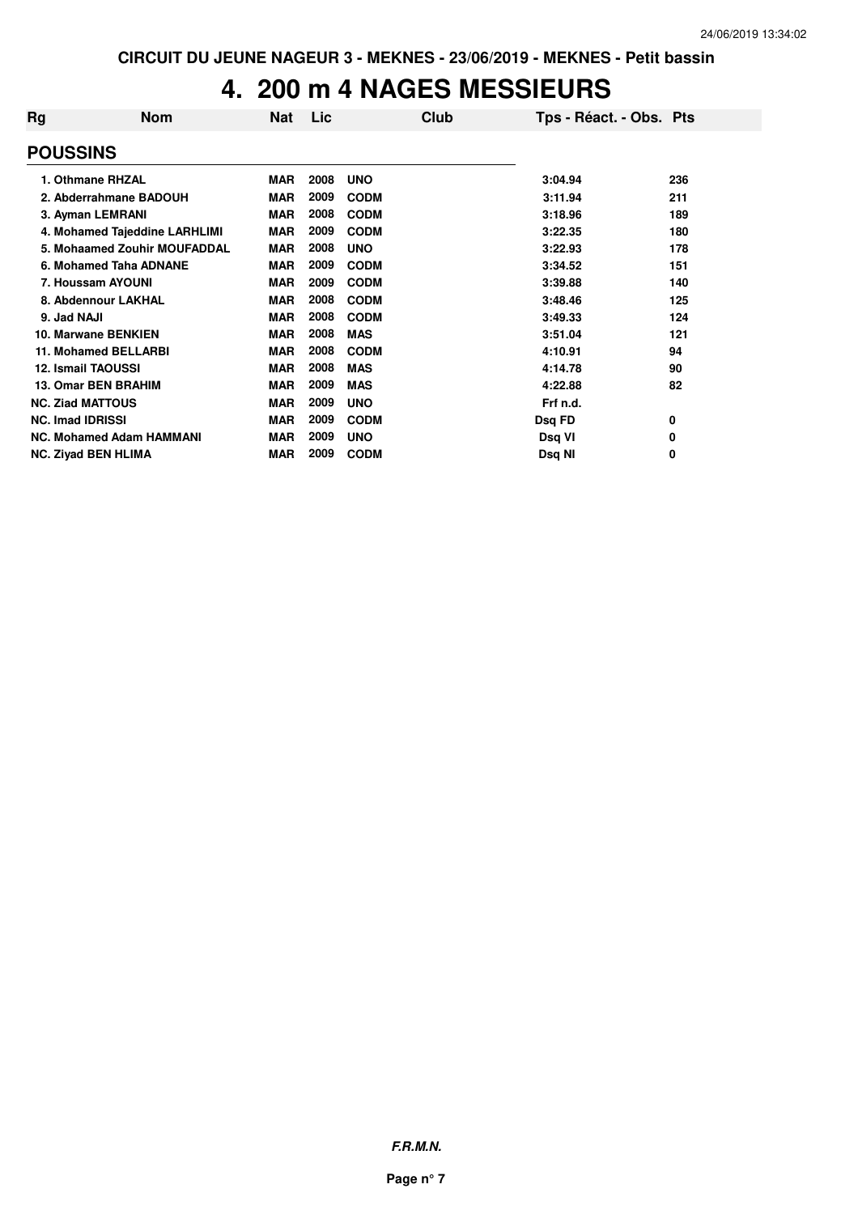CIRCUIT DU JEUNE NAGEUR 3 - MEKNES - 23/06/2019 - MEKNES - Petit bassin

# 4. 200 m 4 NAGES MESSIEURS

| Rg | Nom | Nat | Lic | Club | Tps - Réact. - Obs. | Pts |
|---|---|---|---|---|---|---|
| **POUSSINS** | | | | | | |
| 1. | Othmane RHZAL | MAR | 2008 | UNO | 3:04.94 | 236 |
| 2. | Abderrahmane BADOUH | MAR | 2009 | CODM | 3:11.94 | 211 |
| 3. | Ayman LEMRANI | MAR | 2008 | CODM | 3:18.96 | 189 |
| 4. | Mohamed Tajeddine LARHLIMI | MAR | 2009 | CODM | 3:22.35 | 180 |
| 5. | Mohaamed Zouhir MOUFADDAL | MAR | 2008 | UNO | 3:22.93 | 178 |
| 6. | Mohamed Taha ADNANE | MAR | 2009 | CODM | 3:34.52 | 151 |
| 7. | Houssam AYOUNI | MAR | 2009 | CODM | 3:39.88 | 140 |
| 8. | Abdennour LAKHAL | MAR | 2008 | CODM | 3:48.46 | 125 |
| 9. | Jad NAJI | MAR | 2008 | CODM | 3:49.33 | 124 |
| 10. | Marwane BENKIEN | MAR | 2008 | MAS | 3:51.04 | 121 |
| 11. | Mohamed BELLARBI | MAR | 2008 | CODM | 4:10.91 | 94 |
| 12. | Ismail TAOUSSI | MAR | 2008 | MAS | 4:14.78 | 90 |
| 13. | Omar BEN BRAHIM | MAR | 2009 | MAS | 4:22.88 | 82 |
| NC. | Ziad MATTOUS | MAR | 2009 | UNO | Frf n.d. | |
| NC. | Imad IDRISSI | MAR | 2009 | CODM | Dsq FD | 0 |
| NC. | Mohamed Adam HAMMANI | MAR | 2009 | UNO | Dsq VI | 0 |
| NC. | Ziyad BEN HLIMA | MAR | 2009 | CODM | Dsq NI | 0 |

*F.R.M.N.*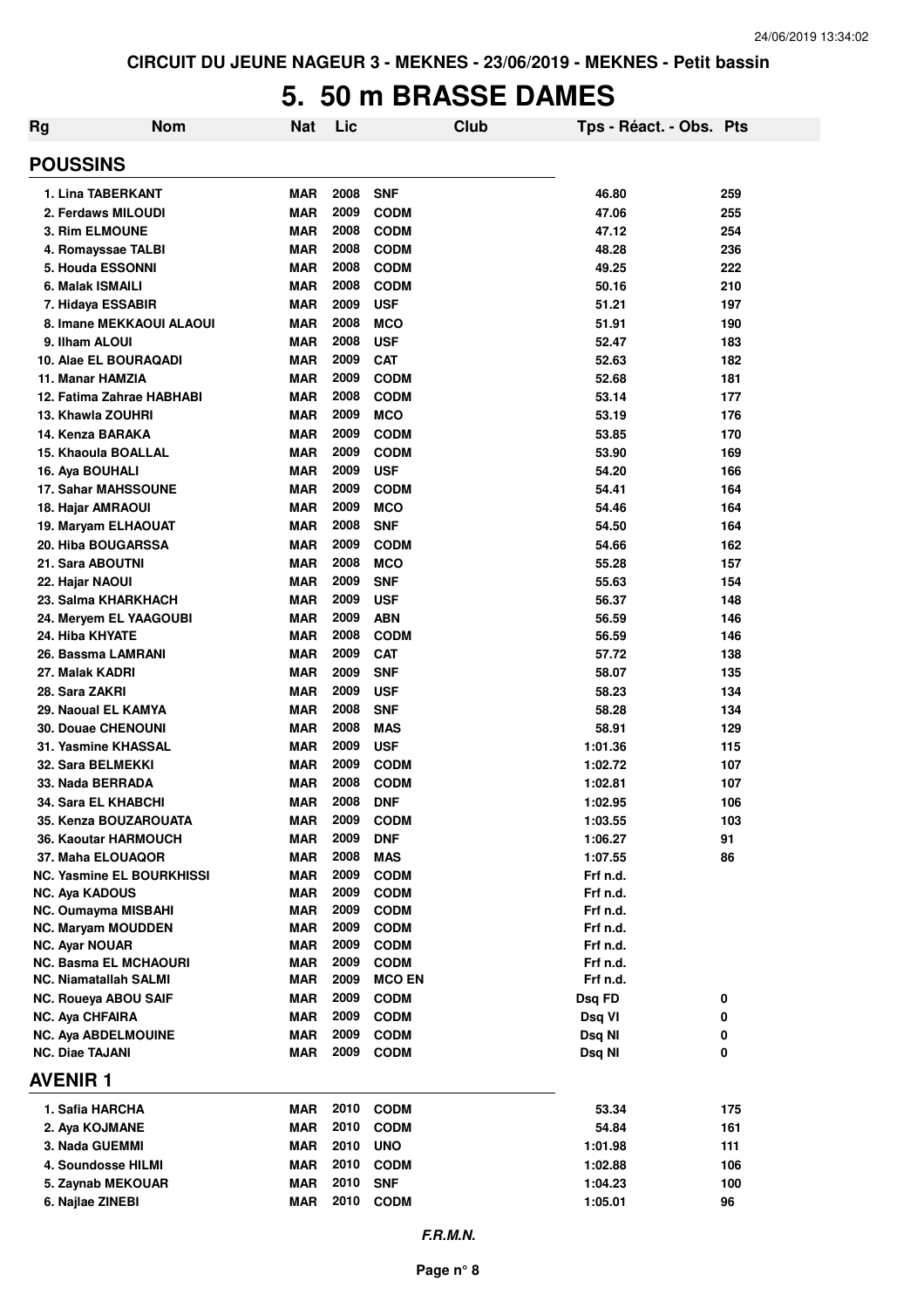CIRCUIT DU JEUNE NAGEUR 3 - MEKNES - 23/06/2019 - MEKNES - Petit bassin

# 5. 50 m BRASSE DAMES

| Rg | Nom | Nat | Lic | Club | Tps - Réact. - Obs. | Pts |
|---|---|---|---|---|---|---|

## POUSSINS

| Rg | Nom | Nat | Lic | Club | Tps - Réact. - Obs. | Pts |
|---|---|---|---|---|---|---|
| 1. | Lina TABERKANT | MAR | 2008 | SNF | 46.80 | 259 |
| 2. | Ferdaws MILOUDI | MAR | 2009 | CODM | 47.06 | 255 |
| 3. | Rim ELMOUNE | MAR | 2008 | CODM | 47.12 | 254 |
| 4. | Romayssae TALBI | MAR | 2008 | CODM | 48.28 | 236 |
| 5. | Houda ESSONNI | MAR | 2008 | CODM | 49.25 | 222 |
| 6. | Malak ISMAILI | MAR | 2008 | CODM | 50.16 | 210 |
| 7. | Hidaya ESSABIR | MAR | 2009 | USF | 51.21 | 197 |
| 8. | Imane MEKKAOUI ALAOUI | MAR | 2008 | MCO | 51.91 | 190 |
| 9. | Ilham ALOUI | MAR | 2008 | USF | 52.47 | 183 |
| 10. | Alae EL BOURAQADI | MAR | 2009 | CAT | 52.63 | 182 |
| 11. | Manar HAMZIA | MAR | 2009 | CODM | 52.68 | 181 |
| 12. | Fatima Zahrae HABHABI | MAR | 2008 | CODM | 53.14 | 177 |
| 13. | Khawla ZOUHRI | MAR | 2009 | MCO | 53.19 | 176 |
| 14. | Kenza BARAKA | MAR | 2009 | CODM | 53.85 | 170 |
| 15. | Khaoula BOALLAL | MAR | 2009 | CODM | 53.90 | 169 |
| 16. | Aya BOUHALI | MAR | 2009 | USF | 54.20 | 166 |
| 17. | Sahar MAHSSOUNE | MAR | 2009 | CODM | 54.41 | 164 |
| 18. | Hajar AMRAOUI | MAR | 2009 | MCO | 54.46 | 164 |
| 19. | Maryam ELHAOUAT | MAR | 2008 | SNF | 54.50 | 164 |
| 20. | Hiba BOUGARSSA | MAR | 2009 | CODM | 54.66 | 162 |
| 21. | Sara ABOUTNI | MAR | 2008 | MCO | 55.28 | 157 |
| 22. | Hajar NAOUI | MAR | 2009 | SNF | 55.63 | 154 |
| 23. | Salma KHARKHACH | MAR | 2009 | USF | 56.37 | 148 |
| 24. | Meryem EL YAAGOUBI | MAR | 2009 | ABN | 56.59 | 146 |
| 24. | Hiba KHYATE | MAR | 2008 | CODM | 56.59 | 146 |
| 26. | Bassma LAMRANI | MAR | 2009 | CAT | 57.72 | 138 |
| 27. | Malak KADRI | MAR | 2009 | SNF | 58.07 | 135 |
| 28. | Sara ZAKRI | MAR | 2009 | USF | 58.23 | 134 |
| 29. | Naoual EL KAMYA | MAR | 2008 | SNF | 58.28 | 134 |
| 30. | Douae CHENOUNI | MAR | 2008 | MAS | 58.91 | 129 |
| 31. | Yasmine KHASSAL | MAR | 2009 | USF | 1:01.36 | 115 |
| 32. | Sara BELMEKKI | MAR | 2009 | CODM | 1:02.72 | 107 |
| 33. | Nada BERRADA | MAR | 2008 | CODM | 1:02.81 | 107 |
| 34. | Sara EL KHABCHI | MAR | 2008 | DNF | 1:02.95 | 106 |
| 35. | Kenza BOUZAROUATA | MAR | 2009 | CODM | 1:03.55 | 103 |
| 36. | Kaoutar HARMOUCH | MAR | 2009 | DNF | 1:06.27 | 91 |
| 37. | Maha ELOUAQOR | MAR | 2008 | MAS | 1:07.55 | 86 |
| NC. | Yasmine EL BOURKHISSI | MAR | 2009 | CODM | Frf n.d. | |
| NC. | Aya KADOUS | MAR | 2009 | CODM | Frf n.d. | |
| NC. | Oumayma MISBAHI | MAR | 2009 | CODM | Frf n.d. | |
| NC. | Maryam MOUDDEN | MAR | 2009 | CODM | Frf n.d. | |
| NC. | Ayar NOUAR | MAR | 2009 | CODM | Frf n.d. | |
| NC. | Basma EL MCHAOURI | MAR | 2009 | CODM | Frf n.d. | |
| NC. | Niamatallah SALMI | MAR | 2009 | MCO EN | Frf n.d. | |
| NC. | Roueya ABOU SAIF | MAR | 2009 | CODM | Dsq FD | 0 |
| NC. | Aya CHFAIRA | MAR | 2009 | CODM | Dsq VI | 0 |
| NC. | Aya ABDELMOUINE | MAR | 2009 | CODM | Dsq NI | 0 |
| NC. | Diae TAJANI | MAR | 2009 | CODM | Dsq NI | 0 |

## AVENIR 1

| Rg | Nom | Nat | Lic | Club | Tps - Réact. - Obs. | Pts |
|---|---|---|---|---|---|---|
| 1. | Safia HARCHA | MAR | 2010 | CODM | 53.34 | 175 |
| 2. | Aya KOJMANE | MAR | 2010 | CODM | 54.84 | 161 |
| 3. | Nada GUEMMI | MAR | 2010 | UNO | 1:01.98 | 111 |
| 4. | Soundosse HILMI | MAR | 2010 | CODM | 1:02.88 | 106 |
| 5. | Zaynab MEKOUAR | MAR | 2010 | SNF | 1:04.23 | 100 |
| 6. | Najlae ZINEBI | MAR | 2010 | CODM | 1:05.01 | 96 |

*F.R.M.N.*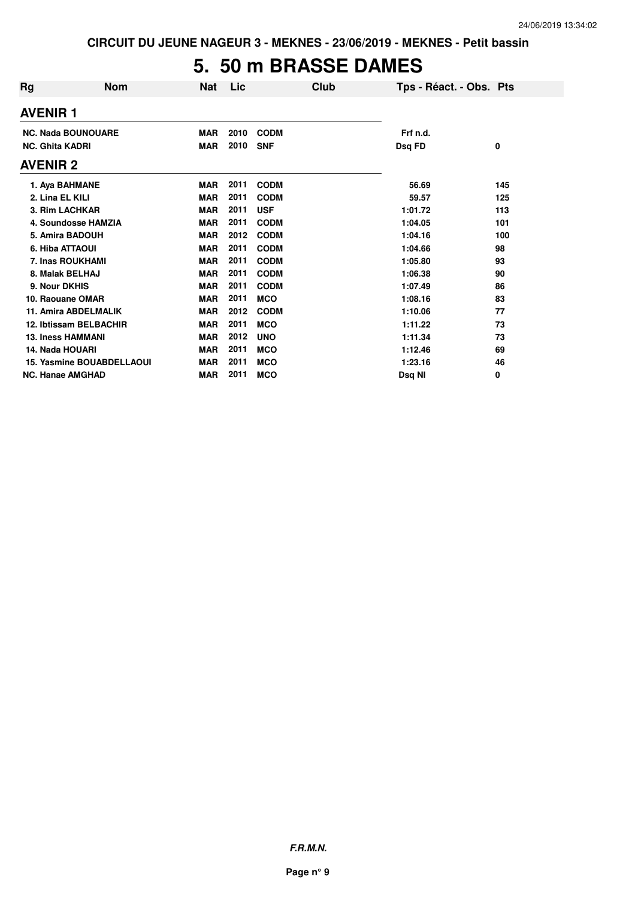CIRCUIT DU JEUNE NAGEUR 3 - MEKNES - 23/06/2019 - MEKNES - Petit bassin

# 5. 50 m BRASSE DAMES

| Rg | Nom | Nat | Lic | Club | Tps - Réact. - Obs. | Pts |
|---|---|---|---|---|---|---|
| **AVENIR 1** | | | | | | |
| NC. | Nada BOUNOUARE | MAR | 2010 | CODM | Frf n.d. | |
| NC. | Ghita KADRI | MAR | 2010 | SNF | Dsq FD | 0 |
| **AVENIR 2** | | | | | | |
| 1. | Aya BAHMANE | MAR | 2011 | CODM | 56.69 | 145 |
| 2. | Lina EL KILI | MAR | 2011 | CODM | 59.57 | 125 |
| 3. | Rim LACHKAR | MAR | 2011 | USF | 1:01.72 | 113 |
| 4. | Soundosse HAMZIA | MAR | 2011 | CODM | 1:04.05 | 101 |
| 5. | Amira BADOUH | MAR | 2012 | CODM | 1:04.16 | 100 |
| 6. | Hiba ATTAOUI | MAR | 2011 | CODM | 1:04.66 | 98 |
| 7. | Inas ROUKHAMI | MAR | 2011 | CODM | 1:05.80 | 93 |
| 8. | Malak BELHAJ | MAR | 2011 | CODM | 1:06.38 | 90 |
| 9. | Nour DKHIS | MAR | 2011 | CODM | 1:07.49 | 86 |
| 10. | Raouane OMAR | MAR | 2011 | MCO | 1:08.16 | 83 |
| 11. | Amira ABDELMALIK | MAR | 2012 | CODM | 1:10.06 | 77 |
| 12. | Ibtissam BELBACHIR | MAR | 2011 | MCO | 1:11.22 | 73 |
| 13. | Iness HAMMANI | MAR | 2012 | UNO | 1:11.34 | 73 |
| 14. | Nada HOUARI | MAR | 2011 | MCO | 1:12.46 | 69 |
| 15. | Yasmine BOUABDELLAOUI | MAR | 2011 | MCO | 1:23.16 | 46 |
| NC. | Hanae AMGHAD | MAR | 2011 | MCO | Dsq NI | 0 |

*F.R.M.N.*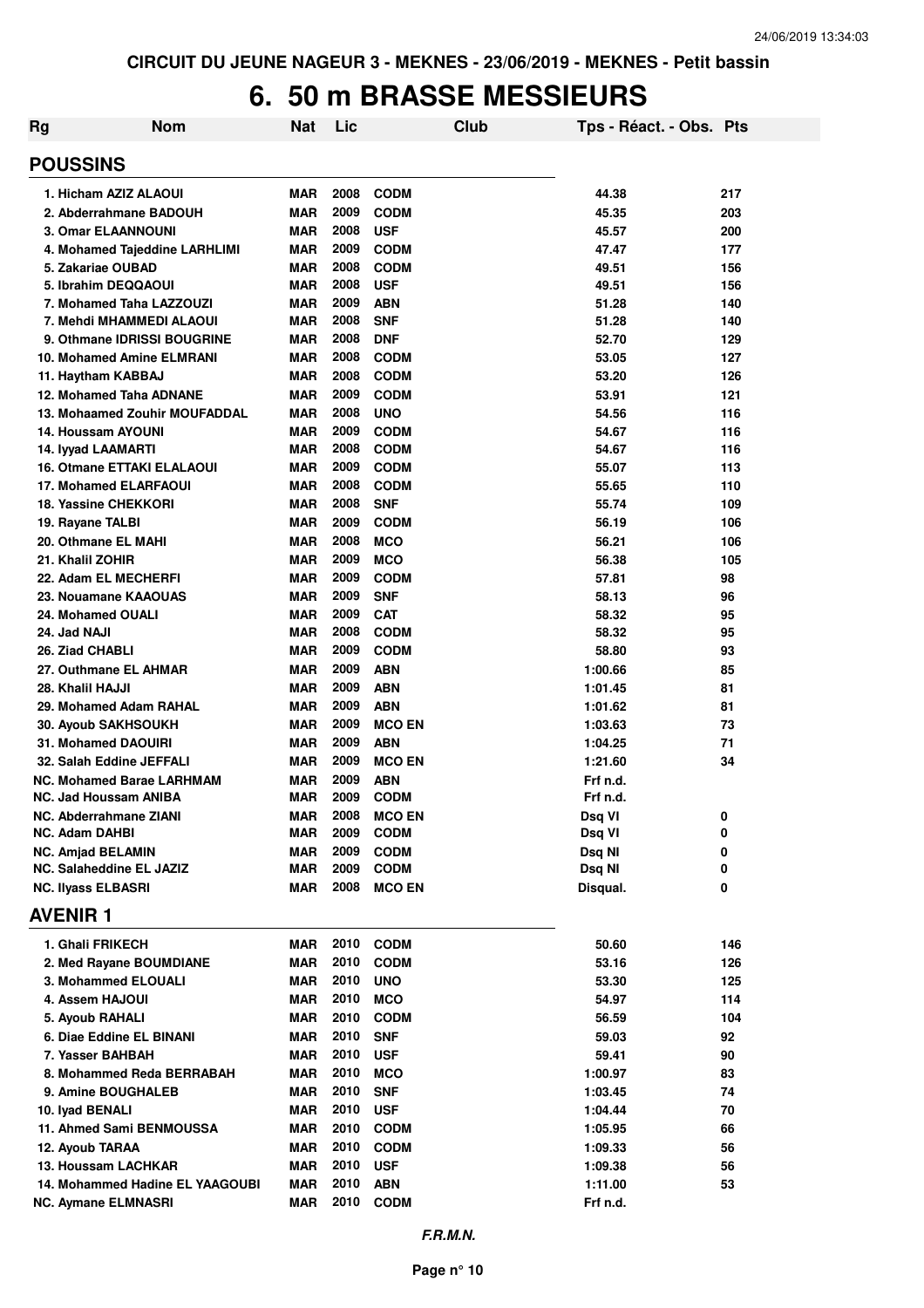CIRCUIT DU JEUNE NAGEUR 3 - MEKNES - 23/06/2019 - MEKNES - Petit bassin

# 6. 50 m BRASSE MESSIEURS

| Rg | Nom | Nat | Lic | Club | Tps - Réact. - Obs. | Pts |
|---|---|---|---|---|---|---|
| **POUSSINS** | | | | | | |
| 1. | Hicham AZIZ ALAOUI | MAR | 2008 | CODM | 44.38 | 217 |
| 2. | Abderrahmane BADOUH | MAR | 2009 | CODM | 45.35 | 203 |
| 3. | Omar ELAANNOUNI | MAR | 2008 | USF | 45.57 | 200 |
| 4. | Mohamed Tajeddine LARHLIMI | MAR | 2009 | CODM | 47.47 | 177 |
| 5. | Zakariae OUBAD | MAR | 2008 | CODM | 49.51 | 156 |
| 5. | Ibrahim DEQQAOUI | MAR | 2008 | USF | 49.51 | 156 |
| 7. | Mohamed Taha LAZZOUZI | MAR | 2009 | ABN | 51.28 | 140 |
| 7. | Mehdi MHAMMEDI ALAOUI | MAR | 2008 | SNF | 51.28 | 140 |
| 9. | Othmane IDRISSI BOUGRINE | MAR | 2008 | DNF | 52.70 | 129 |
| 10. | Mohamed Amine ELMRANI | MAR | 2008 | CODM | 53.05 | 127 |
| 11. | Haytham KABBAJ | MAR | 2008 | CODM | 53.20 | 126 |
| 12. | Mohamed Taha ADNANE | MAR | 2009 | CODM | 53.91 | 121 |
| 13. | Mohaamed Zouhir MOUFADDAL | MAR | 2008 | UNO | 54.56 | 116 |
| 14. | Houssam AYOUNI | MAR | 2009 | CODM | 54.67 | 116 |
| 14. | Iyyad LAAMARTI | MAR | 2008 | CODM | 54.67 | 116 |
| 16. | Otmane ETTAKI ELALAOUI | MAR | 2009 | CODM | 55.07 | 113 |
| 17. | Mohamed ELARFAOUI | MAR | 2008 | CODM | 55.65 | 110 |
| 18. | Yassine CHEKKORI | MAR | 2008 | SNF | 55.74 | 109 |
| 19. | Rayane TALBI | MAR | 2009 | CODM | 56.19 | 106 |
| 20. | Othmane EL MAHI | MAR | 2008 | MCO | 56.21 | 106 |
| 21. | Khalil ZOHIR | MAR | 2009 | MCO | 56.38 | 105 |
| 22. | Adam EL MECHERFI | MAR | 2009 | CODM | 57.81 | 98 |
| 23. | Nouamane KAAOUAS | MAR | 2009 | SNF | 58.13 | 96 |
| 24. | Mohamed OUALI | MAR | 2009 | CAT | 58.32 | 95 |
| 24. | Jad NAJI | MAR | 2008 | CODM | 58.32 | 95 |
| 26. | Ziad CHABLI | MAR | 2009 | CODM | 58.80 | 93 |
| 27. | Outhmane EL AHMAR | MAR | 2009 | ABN | 1:00.66 | 85 |
| 28. | Khalil HAJJI | MAR | 2009 | ABN | 1:01.45 | 81 |
| 29. | Mohamed Adam RAHAL | MAR | 2009 | ABN | 1:01.62 | 81 |
| 30. | Ayoub SAKHSOUKH | MAR | 2009 | MCO EN | 1:03.63 | 73 |
| 31. | Mohamed DAOUIRI | MAR | 2009 | ABN | 1:04.25 | 71 |
| 32. | Salah Eddine JEFFALI | MAR | 2009 | MCO EN | 1:21.60 | 34 |
| NC. | Mohamed Barae LARHMAM | MAR | 2009 | ABN | Frf n.d. | |
| NC. | Jad Houssam ANIBA | MAR | 2009 | CODM | Frf n.d. | |
| NC. | Abderrahmane ZIANI | MAR | 2008 | MCO EN | Dsq VI | 0 |
| NC. | Adam DAHBI | MAR | 2009 | CODM | Dsq VI | 0 |
| NC. | Amjad BELAMIN | MAR | 2009 | CODM | Dsq NI | 0 |
| NC. | Salaheddine EL JAZIZ | MAR | 2009 | CODM | Dsq NI | 0 |
| NC. | Ilyass ELBASRI | MAR | 2008 | MCO EN | Disqual. | 0 |
| **AVENIR 1** | | | | | | |
| 1. | Ghali FRIKECH | MAR | 2010 | CODM | 50.60 | 146 |
| 2. | Med Rayane BOUMDIANE | MAR | 2010 | CODM | 53.16 | 126 |
| 3. | Mohammed ELOUALI | MAR | 2010 | UNO | 53.30 | 125 |
| 4. | Assem HAJOUI | MAR | 2010 | MCO | 54.97 | 114 |
| 5. | Ayoub RAHALI | MAR | 2010 | CODM | 56.59 | 104 |
| 6. | Diae Eddine EL BINANI | MAR | 2010 | SNF | 59.03 | 92 |
| 7. | Yasser BAHBAH | MAR | 2010 | USF | 59.41 | 90 |
| 8. | Mohammed Reda BERRABAH | MAR | 2010 | MCO | 1:00.97 | 83 |
| 9. | Amine BOUGHALEB | MAR | 2010 | SNF | 1:03.45 | 74 |
| 10. | Iyad BENALI | MAR | 2010 | USF | 1:04.44 | 70 |
| 11. | Ahmed Sami BENMOUSSA | MAR | 2010 | CODM | 1:05.95 | 66 |
| 12. | Ayoub TARAA | MAR | 2010 | CODM | 1:09.33 | 56 |
| 13. | Houssam LACHKAR | MAR | 2010 | USF | 1:09.38 | 56 |
| 14. | Mohammed Hadine EL YAAGOUBI | MAR | 2010 | ABN | 1:11.00 | 53 |
| NC. | Aymane ELMNASRI | MAR | 2010 | CODM | Frf n.d. | |

*F.R.M.N.*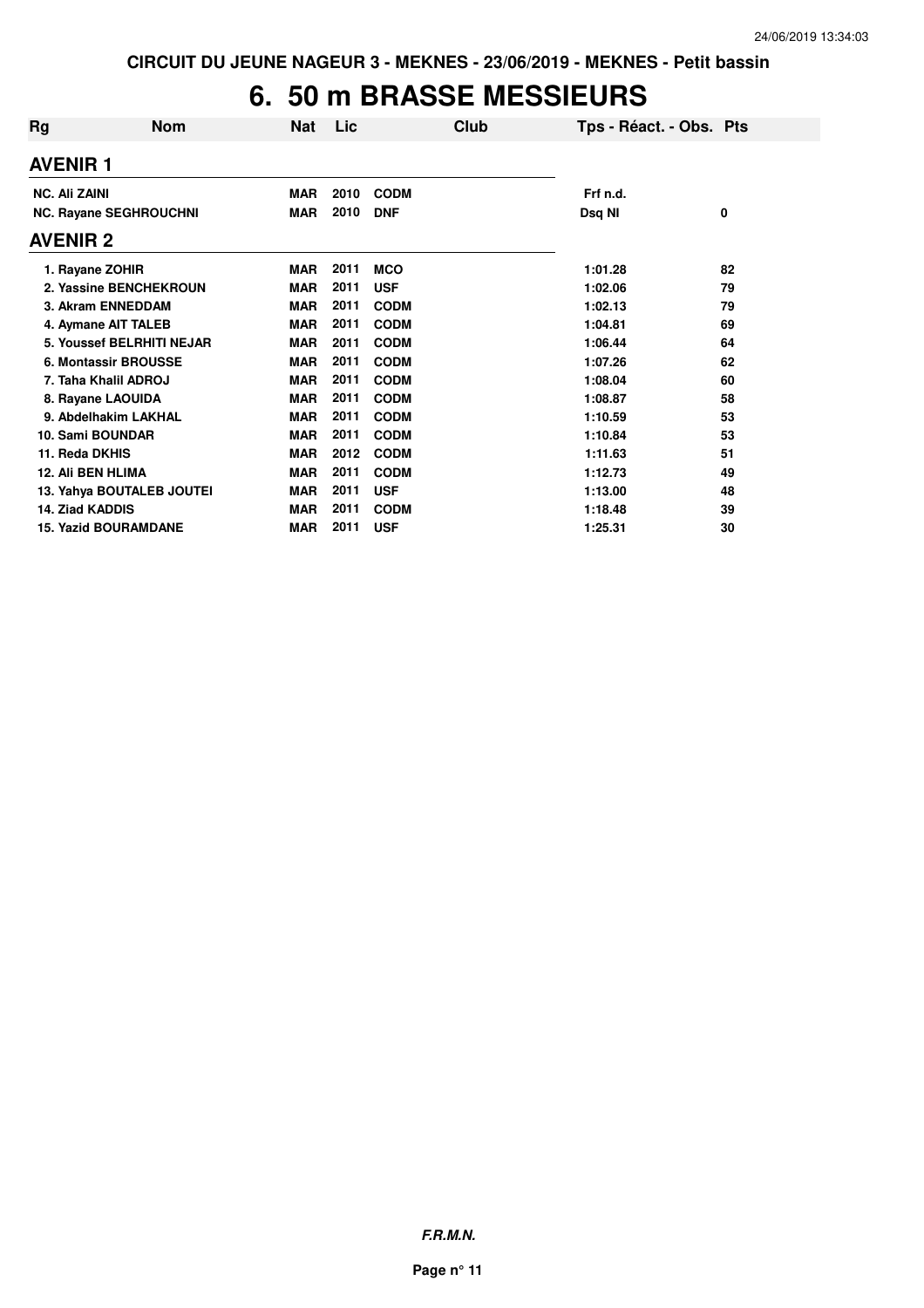CIRCUIT DU JEUNE NAGEUR 3 - MEKNES - 23/06/2019 - MEKNES - Petit bassin

# 6. 50 m BRASSE MESSIEURS

| Rg | Nom | Nat | Lic | Club | Tps - Réact. - Obs. | Pts |
|---|---|---|---|---|---|---|
| **AVENIR 1** | | | | | | |
| NC. Ali ZAINI | | MAR | 2010 | CODM | Frf n.d. | |
| NC. Rayane SEGHROUCHNI | | MAR | 2010 | DNF | Dsq NI | 0 |
| **AVENIR 2** | | | | | | |
| 1. Rayane ZOHIR | | MAR | 2011 | MCO | 1:01.28 | 82 |
| 2. Yassine BENCHEKROUN | | MAR | 2011 | USF | 1:02.06 | 79 |
| 3. Akram ENNEDDAM | | MAR | 2011 | CODM | 1:02.13 | 79 |
| 4. Aymane AIT TALEB | | MAR | 2011 | CODM | 1:04.81 | 69 |
| 5. Youssef BELRHITI NEJAR | | MAR | 2011 | CODM | 1:06.44 | 64 |
| 6. Montassir BROUSSE | | MAR | 2011 | CODM | 1:07.26 | 62 |
| 7. Taha Khalil ADROJ | | MAR | 2011 | CODM | 1:08.04 | 60 |
| 8. Rayane LAOUIDA | | MAR | 2011 | CODM | 1:08.87 | 58 |
| 9. Abdelhakim LAKHAL | | MAR | 2011 | CODM | 1:10.59 | 53 |
| 10. Sami BOUNDAR | | MAR | 2011 | CODM | 1:10.84 | 53 |
| 11. Reda DKHIS | | MAR | 2012 | CODM | 1:11.63 | 51 |
| 12. Ali BEN HLIMA | | MAR | 2011 | CODM | 1:12.73 | 49 |
| 13. Yahya BOUTALEB JOUTEI | | MAR | 2011 | USF | 1:13.00 | 48 |
| 14. Ziad KADDIS | | MAR | 2011 | CODM | 1:18.48 | 39 |
| 15. Yazid BOURAMDANE | | MAR | 2011 | USF | 1:25.31 | 30 |

*F.R.M.N.*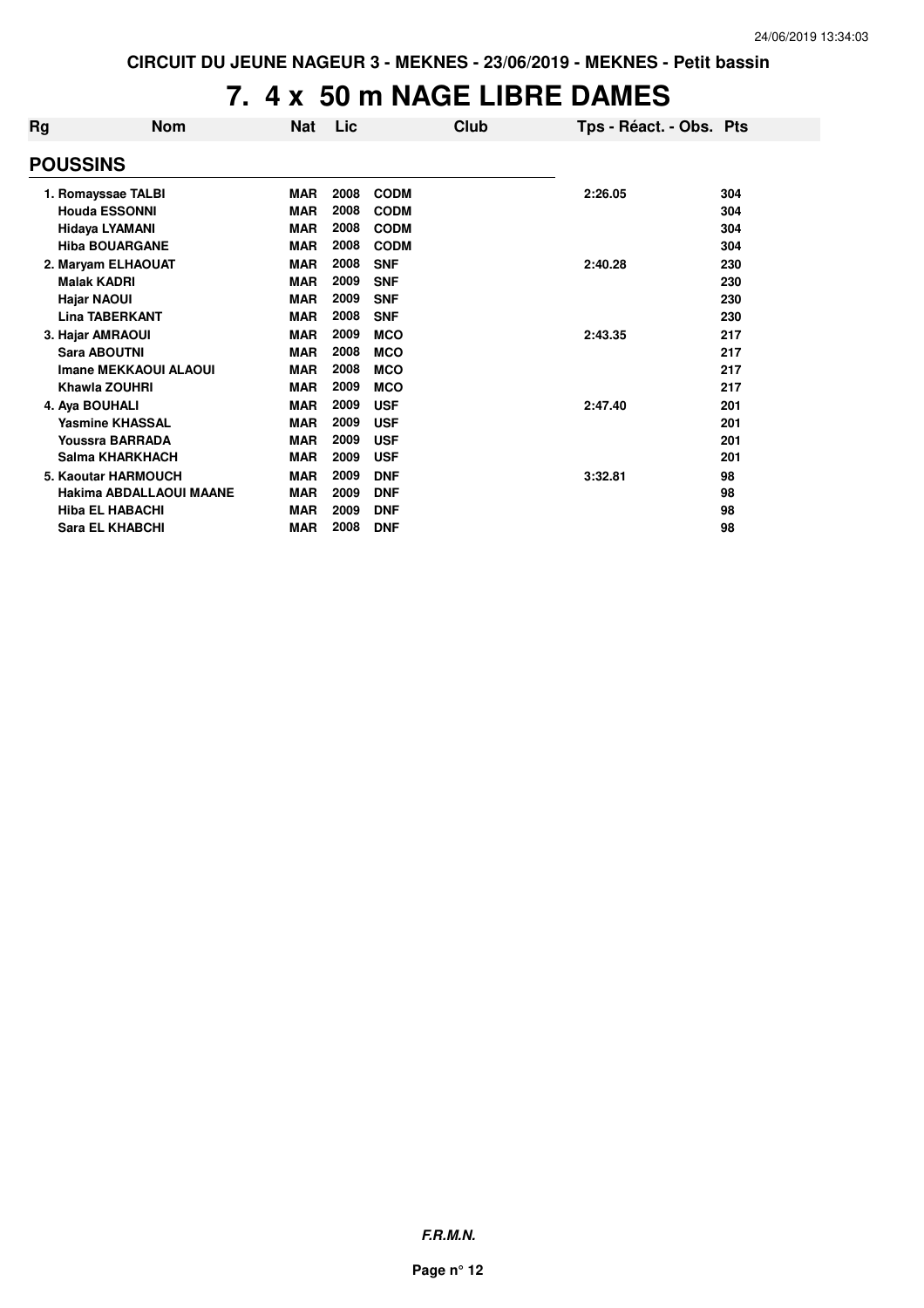# 7. 4 x 50 m NAGE LIBRE DAMES

| Rg | Nom | Nat | Lic | Club | Tps - Réact. - Obs. | Pts |
|---|---|---|---|---|---|---|
| **POUSSINS** | | | | | | |
| 1. | Romayssae TALBI | MAR | 2008 | CODM | 2:26.05 | 304 |
| | Houda ESSONNI | MAR | 2008 | CODM | | 304 |
| | Hidaya LYAMANI | MAR | 2008 | CODM | | 304 |
| | Hiba BOUARGANE | MAR | 2008 | CODM | | 304 |
| 2. | Maryam ELHAOUAT | MAR | 2008 | SNF | 2:40.28 | 230 |
| | Malak KADRI | MAR | 2009 | SNF | | 230 |
| | Hajar NAOUI | MAR | 2009 | SNF | | 230 |
| | Lina TABERKANT | MAR | 2008 | SNF | | 230 |
| 3. | Hajar AMRAOUI | MAR | 2009 | MCO | 2:43.35 | 217 |
| | Sara ABOUTNI | MAR | 2008 | MCO | | 217 |
| | Imane MEKKAOUI ALAOUI | MAR | 2008 | MCO | | 217 |
| | Khawla ZOUHRI | MAR | 2009 | MCO | | 217 |
| 4. | Aya BOUHALI | MAR | 2009 | USF | 2:47.40 | 201 |
| | Yasmine KHASSAL | MAR | 2009 | USF | | 201 |
| | Youssra BARRADA | MAR | 2009 | USF | | 201 |
| | Salma KHARKHACH | MAR | 2009 | USF | | 201 |
| 5. | Kaoutar HARMOUCH | MAR | 2009 | DNF | 3:32.81 | 98 |
| | Hakima ABDALLAOUI MAANE | MAR | 2009 | DNF | | 98 |
| | Hiba EL HABACHI | MAR | 2009 | DNF | | 98 |
| | Sara EL KHABCHI | MAR | 2008 | DNF | | 98 |

*F.R.M.N.*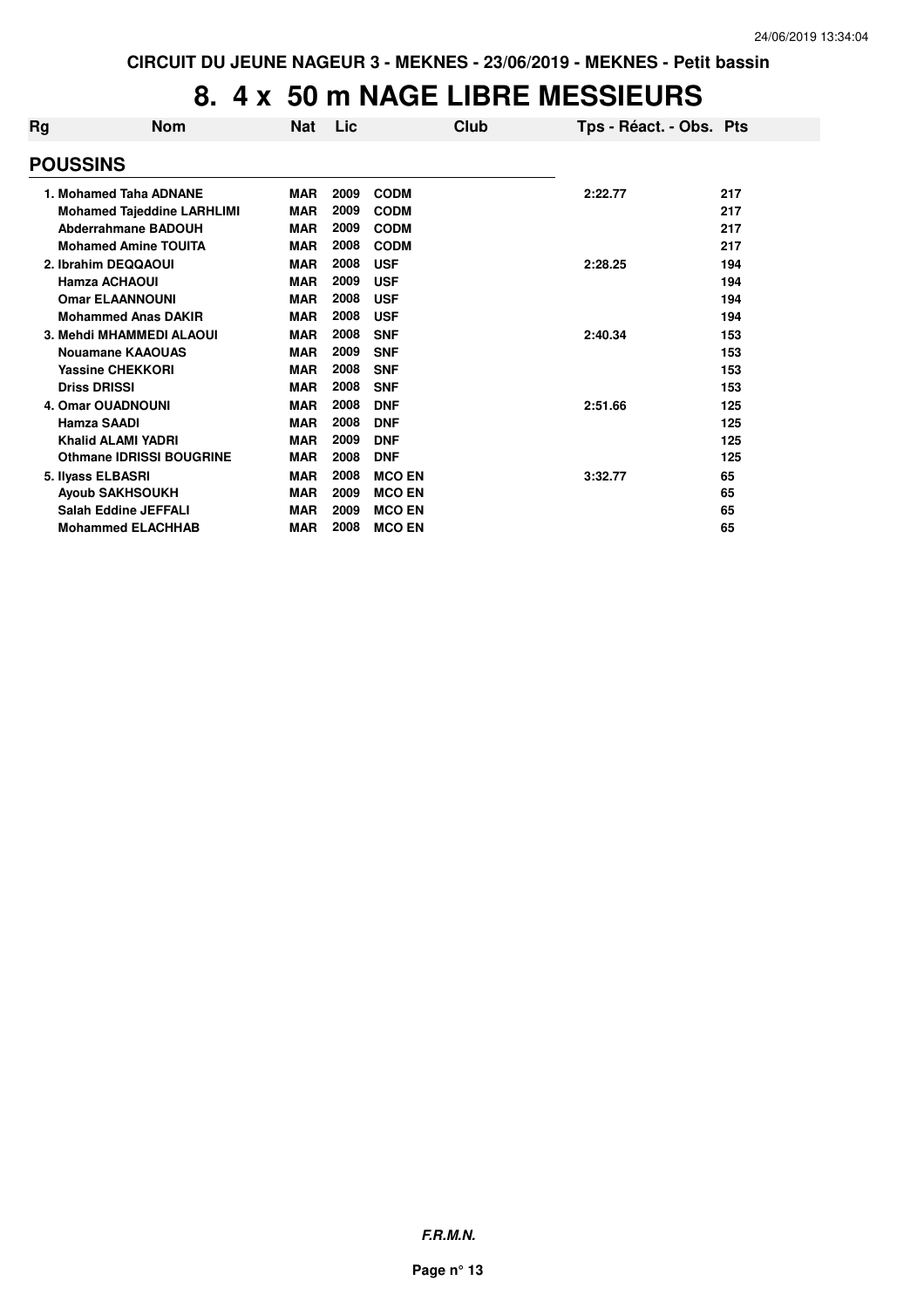CIRCUIT DU JEUNE NAGEUR 3 - MEKNES - 23/06/2019 - MEKNES - Petit bassin

# 8. 4 x 50 m NAGE LIBRE MESSIEURS

| Rg | Nom | Nat | Lic | Club | Tps - Réact. - Obs. | Pts |
|---|---|---|---|---|---|---|
| **POUSSINS** | | | | | | |
| 1. | Mohamed Taha ADNANE | MAR | 2009 | CODM | 2:22.77 | 217 |
| | Mohamed Tajeddine LARHLIMI | MAR | 2009 | CODM | | 217 |
| | Abderrahmane BADOUH | MAR | 2009 | CODM | | 217 |
| | Mohamed Amine TOUITA | MAR | 2008 | CODM | | 217 |
| 2. | Ibrahim DEQQAOUI | MAR | 2008 | USF | 2:28.25 | 194 |
| | Hamza ACHAOUI | MAR | 2009 | USF | | 194 |
| | Omar ELAANNOUNI | MAR | 2008 | USF | | 194 |
| | Mohammed Anas DAKIR | MAR | 2008 | USF | | 194 |
| 3. | Mehdi MHAMMEDI ALAOUI | MAR | 2008 | SNF | 2:40.34 | 153 |
| | Nouamane KAAOUAS | MAR | 2009 | SNF | | 153 |
| | Yassine CHEKKORI | MAR | 2008 | SNF | | 153 |
| | Driss DRISSI | MAR | 2008 | SNF | | 153 |
| 4. | Omar OUADNOUNI | MAR | 2008 | DNF | 2:51.66 | 125 |
| | Hamza SAADI | MAR | 2008 | DNF | | 125 |
| | Khalid ALAMI YADRI | MAR | 2009 | DNF | | 125 |
| | Othmane IDRISSI BOUGRINE | MAR | 2008 | DNF | | 125 |
| 5. | Ilyass ELBASRI | MAR | 2008 | MCO EN | 3:32.77 | 65 |
| | Ayoub SAKHSOUKH | MAR | 2009 | MCO EN | | 65 |
| | Salah Eddine JEFFALI | MAR | 2009 | MCO EN | | 65 |
| | Mohammed ELACHHAB | MAR | 2008 | MCO EN | | 65 |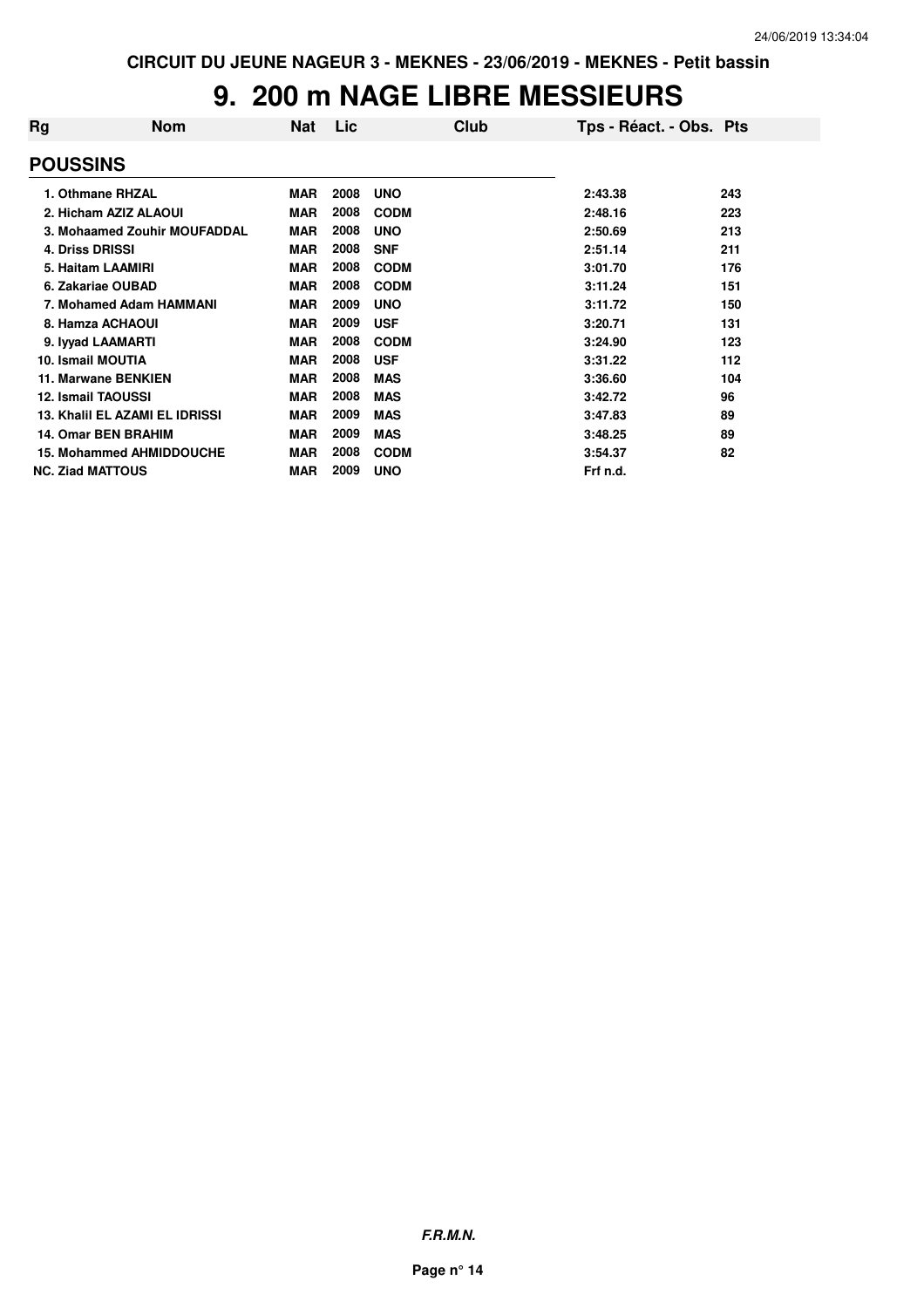# 9. 200 m NAGE LIBRE MESSIEURS

| Rg | Nom | Nat | Lic | Club | Tps - Réact. - Obs. | Pts |
|---|---|---|---|---|---|---|
| **POUSSINS** | | | | | | |
| 1. | Othmane RHZAL | MAR | 2008 | UNO | 2:43.38 | 243 |
| 2. | Hicham AZIZ ALAOUI | MAR | 2008 | CODM | 2:48.16 | 223 |
| 3. | Mohaamed Zouhir MOUFADDAL | MAR | 2008 | UNO | 2:50.69 | 213 |
| 4. | Driss DRISSI | MAR | 2008 | SNF | 2:51.14 | 211 |
| 5. | Haitam LAAMIRI | MAR | 2008 | CODM | 3:01.70 | 176 |
| 6. | Zakariae OUBAD | MAR | 2008 | CODM | 3:11.24 | 151 |
| 7. | Mohamed Adam HAMMANI | MAR | 2009 | UNO | 3:11.72 | 150 |
| 8. | Hamza ACHAOUI | MAR | 2009 | USF | 3:20.71 | 131 |
| 9. | Iyyad LAAMARTI | MAR | 2008 | CODM | 3:24.90 | 123 |
| 10. | Ismail MOUTIA | MAR | 2008 | USF | 3:31.22 | 112 |
| 11. | Marwane BENKIEN | MAR | 2008 | MAS | 3:36.60 | 104 |
| 12. | Ismail TAOUSSI | MAR | 2008 | MAS | 3:42.72 | 96 |
| 13. | Khalil EL AZAMI EL IDRISSI | MAR | 2009 | MAS | 3:47.83 | 89 |
| 14. | Omar BEN BRAHIM | MAR | 2009 | MAS | 3:48.25 | 89 |
| 15. | Mohammed AHMIDDOUCHE | MAR | 2008 | CODM | 3:54.37 | 82 |
| NC. | Ziad MATTOUS | MAR | 2009 | UNO | Frf n.d. | |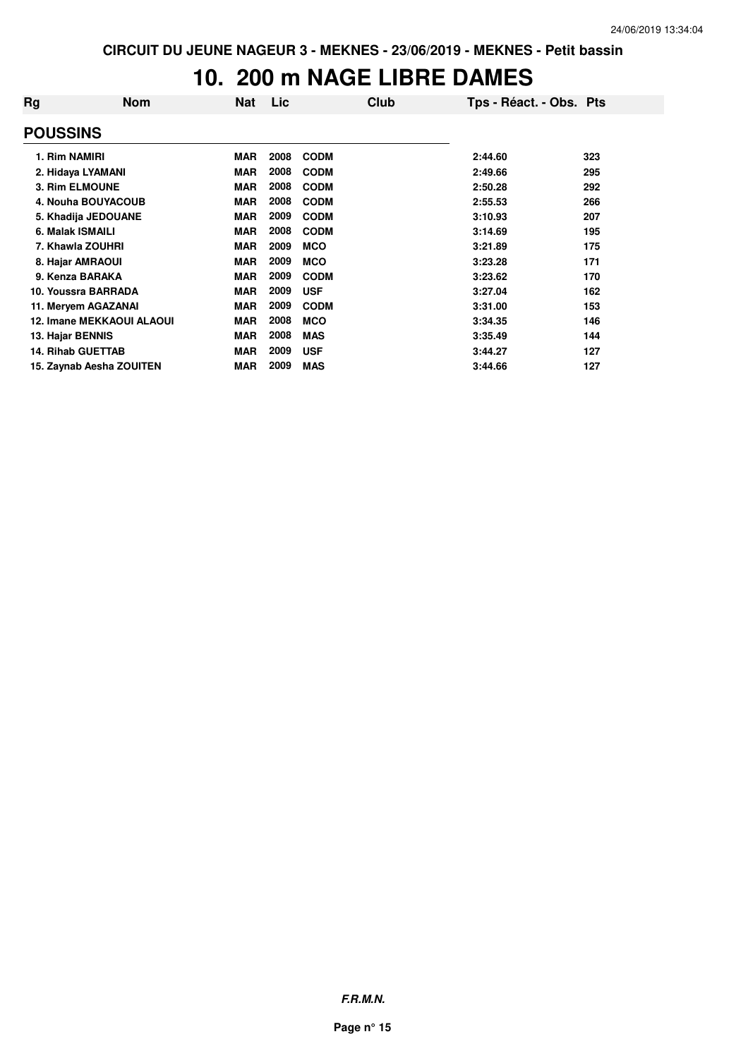# 10. 200 m NAGE LIBRE DAMES

| Rg | Nom | Nat | Lic | Club | Tps - Réact. - Obs. | Pts |
|---|---|---|---|---|---|---|
| **POUSSINS** | | | | | | |
| 1. | Rim NAMIRI | MAR | 2008 | CODM | 2:44.60 | 323 |
| 2. | Hidaya LYAMANI | MAR | 2008 | CODM | 2:49.66 | 295 |
| 3. | Rim ELMOUNE | MAR | 2008 | CODM | 2:50.28 | 292 |
| 4. | Nouha BOUYACOUB | MAR | 2008 | CODM | 2:55.53 | 266 |
| 5. | Khadija JEDOUANE | MAR | 2009 | CODM | 3:10.93 | 207 |
| 6. | Malak ISMAILI | MAR | 2008 | CODM | 3:14.69 | 195 |
| 7. | Khawla ZOUHRI | MAR | 2009 | MCO | 3:21.89 | 175 |
| 8. | Hajar AMRAOUI | MAR | 2009 | MCO | 3:23.28 | 171 |
| 9. | Kenza BARAKA | MAR | 2009 | CODM | 3:23.62 | 170 |
| 10. | Youssra BARRADA | MAR | 2009 | USF | 3:27.04 | 162 |
| 11. | Meryem AGAZANAI | MAR | 2009 | CODM | 3:31.00 | 153 |
| 12. | Imane MEKKAOUI ALAOUI | MAR | 2008 | MCO | 3:34.35 | 146 |
| 13. | Hajar BENNIS | MAR | 2008 | MAS | 3:35.49 | 144 |
| 14. | Rihab GUETTAB | MAR | 2009 | USF | 3:44.27 | 127 |
| 15. | Zaynab Aesha ZOUITEN | MAR | 2009 | MAS | 3:44.66 | 127 |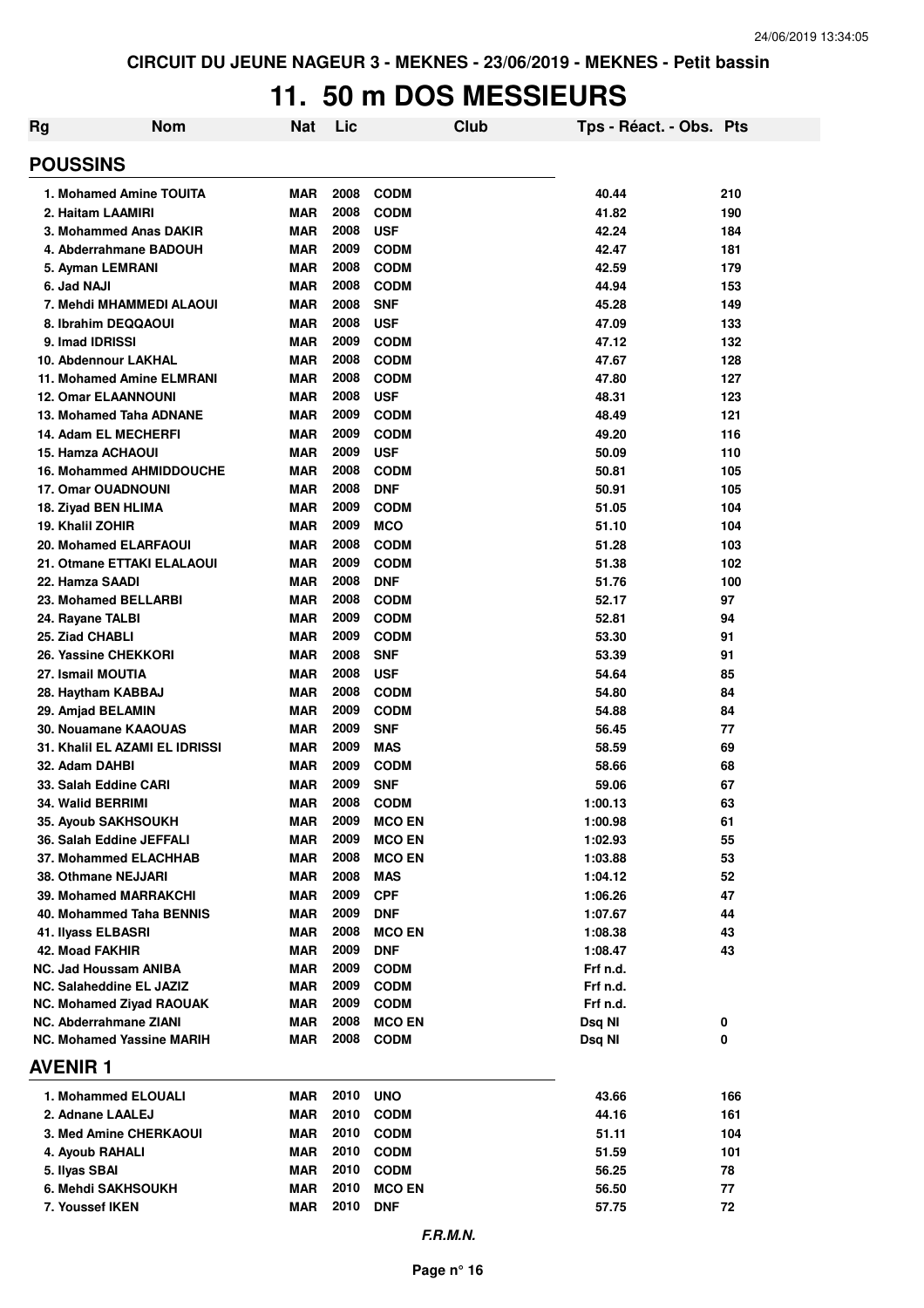CIRCUIT DU JEUNE NAGEUR 3 - MEKNES - 23/06/2019 - MEKNES - Petit bassin

# 11. 50 m DOS MESSIEURS

| Rg | Nom | Nat | Lic | Club | Tps - Réact. - Obs. | Pts |
|---|---|---|---|---|---|---|
| **POUSSINS** | | | | | | |
| 1. Mohamed Amine TOUITA | | MAR | 2008 | CODM | 40.44 | 210 |
| 2. Haitam LAAMIRI | | MAR | 2008 | CODM | 41.82 | 190 |
| 3. Mohammed Anas DAKIR | | MAR | 2008 | USF | 42.24 | 184 |
| 4. Abderrahmane BADOUH | | MAR | 2009 | CODM | 42.47 | 181 |
| 5. Ayman LEMRANI | | MAR | 2008 | CODM | 42.59 | 179 |
| 6. Jad NAJI | | MAR | 2008 | CODM | 44.94 | 153 |
| 7. Mehdi MHAMMEDI ALAOUI | | MAR | 2008 | SNF | 45.28 | 149 |
| 8. Ibrahim DEQQAOUI | | MAR | 2008 | USF | 47.09 | 133 |
| 9. Imad IDRISSI | | MAR | 2009 | CODM | 47.12 | 132 |
| 10. Abdennour LAKHAL | | MAR | 2008 | CODM | 47.67 | 128 |
| 11. Mohamed Amine ELMRANI | | MAR | 2008 | CODM | 47.80 | 127 |
| 12. Omar ELAANNOUNI | | MAR | 2008 | USF | 48.31 | 123 |
| 13. Mohamed Taha ADNANE | | MAR | 2009 | CODM | 48.49 | 121 |
| 14. Adam EL MECHERFI | | MAR | 2009 | CODM | 49.20 | 116 |
| 15. Hamza ACHAOUI | | MAR | 2009 | USF | 50.09 | 110 |
| 16. Mohammed AHMIDDOUCHE | | MAR | 2008 | CODM | 50.81 | 105 |
| 17. Omar OUADNOUNI | | MAR | 2008 | DNF | 50.91 | 105 |
| 18. Ziyad BEN HLIMA | | MAR | 2009 | CODM | 51.05 | 104 |
| 19. Khalil ZOHIR | | MAR | 2009 | MCO | 51.10 | 104 |
| 20. Mohamed ELARFAOUI | | MAR | 2008 | CODM | 51.28 | 103 |
| 21. Otmane ETTAKI ELALAOUI | | MAR | 2009 | CODM | 51.38 | 102 |
| 22. Hamza SAADI | | MAR | 2008 | DNF | 51.76 | 100 |
| 23. Mohamed BELLARBI | | MAR | 2008 | CODM | 52.17 | 97 |
| 24. Rayane TALBI | | MAR | 2009 | CODM | 52.81 | 94 |
| 25. Ziad CHABLI | | MAR | 2009 | CODM | 53.30 | 91 |
| 26. Yassine CHEKKORI | | MAR | 2008 | SNF | 53.39 | 91 |
| 27. Ismail MOUTIA | | MAR | 2008 | USF | 54.64 | 85 |
| 28. Haytham KABBAJ | | MAR | 2008 | CODM | 54.80 | 84 |
| 29. Amjad BELAMIN | | MAR | 2009 | CODM | 54.88 | 84 |
| 30. Nouamane KAAOUAS | | MAR | 2009 | SNF | 56.45 | 77 |
| 31. Khalil EL AZAMI EL IDRISSI | | MAR | 2009 | MAS | 58.59 | 69 |
| 32. Adam DAHBI | | MAR | 2009 | CODM | 58.66 | 68 |
| 33. Salah Eddine CARI | | MAR | 2009 | SNF | 59.06 | 67 |
| 34. Walid BERRIMI | | MAR | 2008 | CODM | 1:00.13 | 63 |
| 35. Ayoub SAKHSOUKH | | MAR | 2009 | MCO EN | 1:00.98 | 61 |
| 36. Salah Eddine JEFFALI | | MAR | 2009 | MCO EN | 1:02.93 | 55 |
| 37. Mohammed ELACHHAB | | MAR | 2008 | MCO EN | 1:03.88 | 53 |
| 38. Othmane NEJJARI | | MAR | 2008 | MAS | 1:04.12 | 52 |
| 39. Mohamed MARRAKCHI | | MAR | 2009 | CPF | 1:06.26 | 47 |
| 40. Mohammed Taha BENNIS | | MAR | 2009 | DNF | 1:07.67 | 44 |
| 41. Ilyass ELBASRI | | MAR | 2008 | MCO EN | 1:08.38 | 43 |
| 42. Moad FAKHIR | | MAR | 2009 | DNF | 1:08.47 | 43 |
| NC. Jad Houssam ANIBA | | MAR | 2009 | CODM | Frf n.d. | |
| NC. Salaheddine EL JAZIZ | | MAR | 2009 | CODM | Frf n.d. | |
| NC. Mohamed Ziyad RAOUAK | | MAR | 2009 | CODM | Frf n.d. | |
| NC. Abderrahmane ZIANI | | MAR | 2008 | MCO EN | Dsq NI | 0 |
| NC. Mohamed Yassine MARIH | | MAR | 2008 | CODM | Dsq NI | 0 |
| **AVENIR 1** | | | | | | |
| 1. Mohammed ELOUALI | | MAR | 2010 | UNO | 43.66 | 166 |
| 2. Adnane LAALEJ | | MAR | 2010 | CODM | 44.16 | 161 |
| 3. Med Amine CHERKAOUI | | MAR | 2010 | CODM | 51.11 | 104 |
| 4. Ayoub RAHALI | | MAR | 2010 | CODM | 51.59 | 101 |
| 5. Ilyas SBAI | | MAR | 2010 | CODM | 56.25 | 78 |
| 6. Mehdi SAKHSOUKH | | MAR | 2010 | MCO EN | 56.50 | 77 |
| 7. Youssef IKEN | | MAR | 2010 | DNF | 57.75 | 72 |

*F.R.M.N.*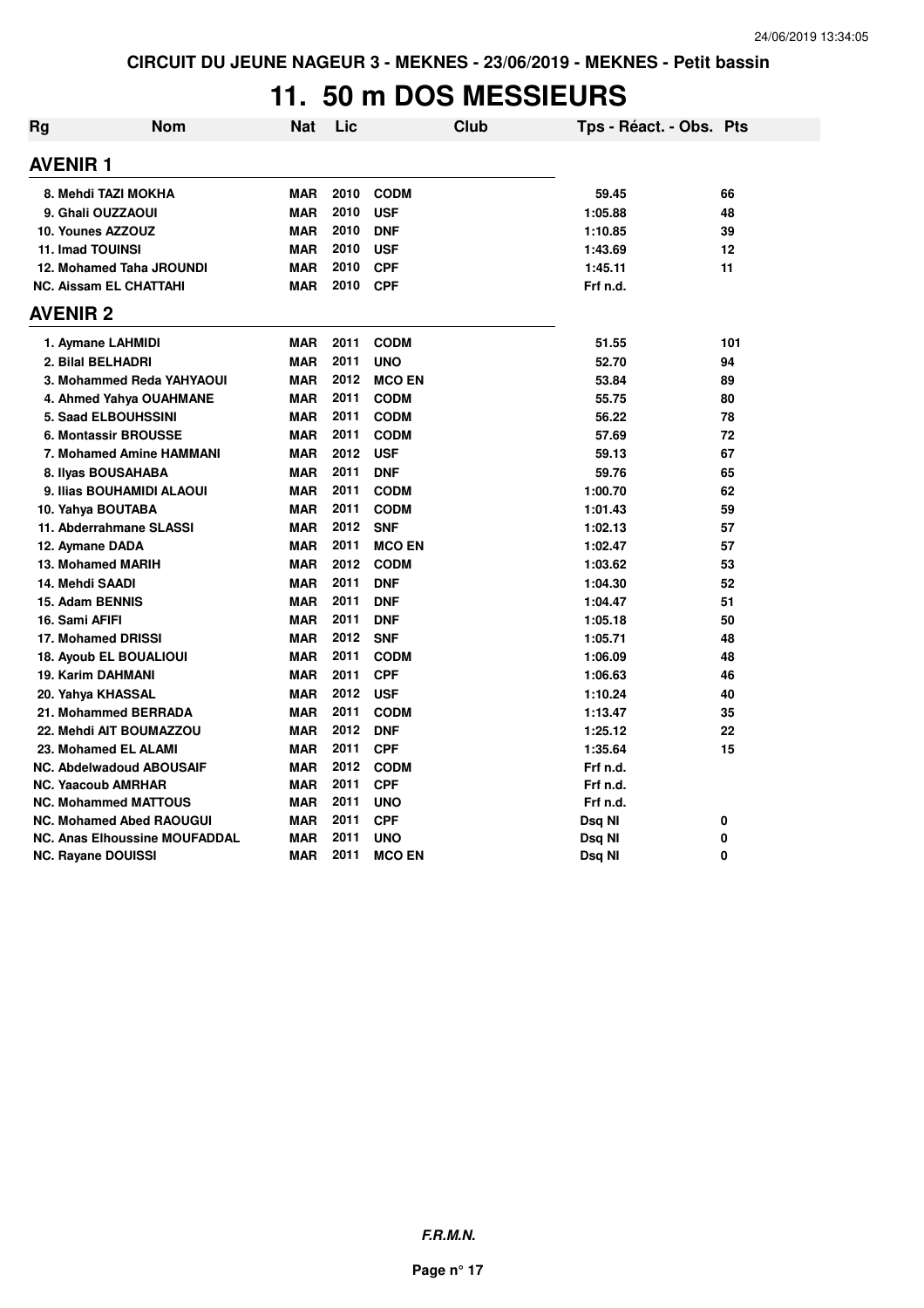CIRCUIT DU JEUNE NAGEUR 3 - MEKNES - 23/06/2019 - MEKNES - Petit bassin

# 11. 50 m DOS MESSIEURS

| Rg | Nom | Nat | Lic | Club | Tps - Réact. - Obs. | Pts |
|---|---|---|---|---|---|---|
| **AVENIR 1** | | | | | | |
| 8. | Mehdi TAZI MOKHA | MAR | 2010 | CODM | 59.45 | 66 |
| 9. | Ghali OUZZAOUI | MAR | 2010 | USF | 1:05.88 | 48 |
| 10. | Younes AZZOUZ | MAR | 2010 | DNF | 1:10.85 | 39 |
| 11. | Imad TOUINSI | MAR | 2010 | USF | 1:43.69 | 12 |
| 12. | Mohamed Taha JROUNDI | MAR | 2010 | CPF | 1:45.11 | 11 |
| NC. | Aissam EL CHATTAHI | MAR | 2010 | CPF | Frf n.d. | |
| **AVENIR 2** | | | | | | |
| 1. | Aymane LAHMIDI | MAR | 2011 | CODM | 51.55 | 101 |
| 2. | Bilal BELHADRI | MAR | 2011 | UNO | 52.70 | 94 |
| 3. | Mohammed Reda YAHYAOUI | MAR | 2012 | MCO EN | 53.84 | 89 |
| 4. | Ahmed Yahya OUAHMANE | MAR | 2011 | CODM | 55.75 | 80 |
| 5. | Saad ELBOUHSSINI | MAR | 2011 | CODM | 56.22 | 78 |
| 6. | Montassir BROUSSE | MAR | 2011 | CODM | 57.69 | 72 |
| 7. | Mohamed Amine HAMMANI | MAR | 2012 | USF | 59.13 | 67 |
| 8. | Ilyas BOUSAHABA | MAR | 2011 | DNF | 59.76 | 65 |
| 9. | Ilias BOUHAMIDI ALAOUI | MAR | 2011 | CODM | 1:00.70 | 62 |
| 10. | Yahya BOUTABA | MAR | 2011 | CODM | 1:01.43 | 59 |
| 11. | Abderrahmane SLASSI | MAR | 2012 | SNF | 1:02.13 | 57 |
| 12. | Aymane DADA | MAR | 2011 | MCO EN | 1:02.47 | 57 |
| 13. | Mohamed MARIH | MAR | 2012 | CODM | 1:03.62 | 53 |
| 14. | Mehdi SAADI | MAR | 2011 | DNF | 1:04.30 | 52 |
| 15. | Adam BENNIS | MAR | 2011 | DNF | 1:04.47 | 51 |
| 16. | Sami AFIFI | MAR | 2011 | DNF | 1:05.18 | 50 |
| 17. | Mohamed DRISSI | MAR | 2012 | SNF | 1:05.71 | 48 |
| 18. | Ayoub EL BOUALIOUI | MAR | 2011 | CODM | 1:06.09 | 48 |
| 19. | Karim DAHMANI | MAR | 2011 | CPF | 1:06.63 | 46 |
| 20. | Yahya KHASSAL | MAR | 2012 | USF | 1:10.24 | 40 |
| 21. | Mohammed BERRADA | MAR | 2011 | CODM | 1:13.47 | 35 |
| 22. | Mehdi AIT BOUMAZZOU | MAR | 2012 | DNF | 1:25.12 | 22 |
| 23. | Mohamed EL ALAMI | MAR | 2011 | CPF | 1:35.64 | 15 |
| NC. | Abdelwadoud ABOUSAIF | MAR | 2012 | CODM | Frf n.d. | |
| NC. | Yaacoub AMRHAR | MAR | 2011 | CPF | Frf n.d. | |
| NC. | Mohammed MATTOUS | MAR | 2011 | UNO | Frf n.d. | |
| NC. | Mohamed Abed RAOUGUI | MAR | 2011 | CPF | Dsq NI | 0 |
| NC. | Anas Elhoussine MOUFADDAL | MAR | 2011 | UNO | Dsq NI | 0 |
| NC. | Rayane DOUISSI | MAR | 2011 | MCO EN | Dsq NI | 0 |

*F.R.M.N.*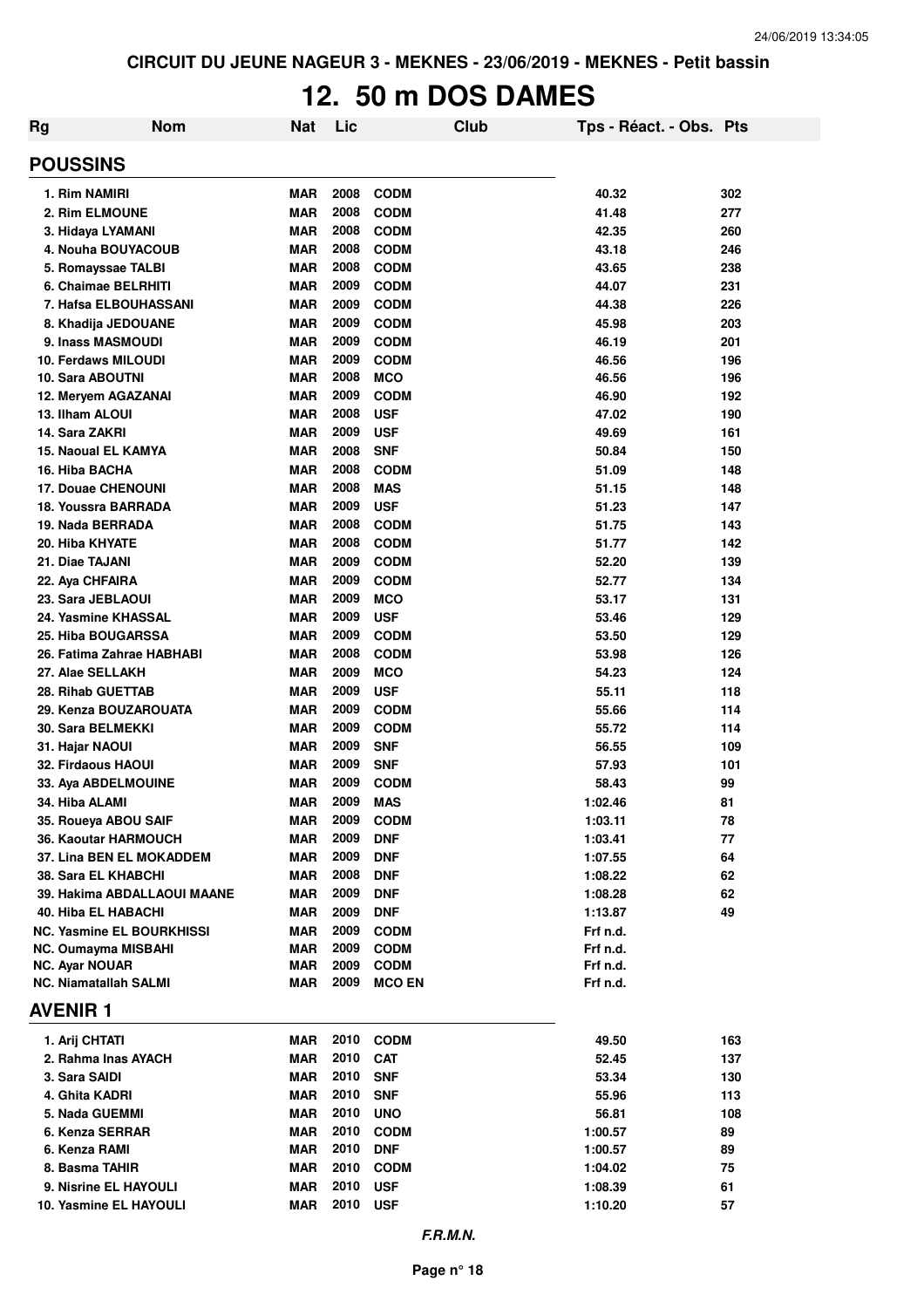CIRCUIT DU JEUNE NAGEUR 3 - MEKNES - 23/06/2019 - MEKNES - Petit bassin

# 12. 50 m DOS DAMES

| Rg | Nom | Nat | Lic | Club | Tps - Réact. - Obs. | Pts |
|---|---|---|---|---|---|---|

## POUSSINS

| Rg | Nom | Nat | Lic | Club | Tps - Réact. - Obs. | Pts |
|---|---|---|---|---|---|---|
| 1. | Rim NAMIRI | MAR | 2008 | CODM | 40.32 | 302 |
| 2. | Rim ELMOUNE | MAR | 2008 | CODM | 41.48 | 277 |
| 3. | Hidaya LYAMANI | MAR | 2008 | CODM | 42.35 | 260 |
| 4. | Nouha BOUYACOUB | MAR | 2008 | CODM | 43.18 | 246 |
| 5. | Romayssae TALBI | MAR | 2008 | CODM | 43.65 | 238 |
| 6. | Chaimae BELRHITI | MAR | 2009 | CODM | 44.07 | 231 |
| 7. | Hafsa ELBOUHASSANI | MAR | 2009 | CODM | 44.38 | 226 |
| 8. | Khadija JEDOUANE | MAR | 2009 | CODM | 45.98 | 203 |
| 9. | Inass MASMOUDI | MAR | 2009 | CODM | 46.19 | 201 |
| 10. | Ferdaws MILOUDI | MAR | 2009 | CODM | 46.56 | 196 |
| 10. | Sara ABOUTNI | MAR | 2008 | MCO | 46.56 | 196 |
| 12. | Meryem AGAZANAI | MAR | 2009 | CODM | 46.90 | 192 |
| 13. | Ilham ALOUI | MAR | 2008 | USF | 47.02 | 190 |
| 14. | Sara ZAKRI | MAR | 2009 | USF | 49.69 | 161 |
| 15. | Naoual EL KAMYA | MAR | 2008 | SNF | 50.84 | 150 |
| 16. | Hiba BACHA | MAR | 2008 | CODM | 51.09 | 148 |
| 17. | Douae CHENOUNI | MAR | 2008 | MAS | 51.15 | 148 |
| 18. | Youssra BARRADA | MAR | 2009 | USF | 51.23 | 147 |
| 19. | Nada BERRADA | MAR | 2008 | CODM | 51.75 | 143 |
| 20. | Hiba KHYATE | MAR | 2008 | CODM | 51.77 | 142 |
| 21. | Diae TAJANI | MAR | 2009 | CODM | 52.20 | 139 |
| 22. | Aya CHFAIRA | MAR | 2009 | CODM | 52.77 | 134 |
| 23. | Sara JEBLAOUI | MAR | 2009 | MCO | 53.17 | 131 |
| 24. | Yasmine KHASSAL | MAR | 2009 | USF | 53.46 | 129 |
| 25. | Hiba BOUGARSSA | MAR | 2009 | CODM | 53.50 | 129 |
| 26. | Fatima Zahrae HABHABI | MAR | 2008 | CODM | 53.98 | 126 |
| 27. | Alae SELLAKH | MAR | 2009 | MCO | 54.23 | 124 |
| 28. | Rihab GUETTAB | MAR | 2009 | USF | 55.11 | 118 |
| 29. | Kenza BOUZAROUATA | MAR | 2009 | CODM | 55.66 | 114 |
| 30. | Sara BELMEKKI | MAR | 2009 | CODM | 55.72 | 114 |
| 31. | Hajar NAOUI | MAR | 2009 | SNF | 56.55 | 109 |
| 32. | Firdaous HAOUI | MAR | 2009 | SNF | 57.93 | 101 |
| 33. | Aya ABDELMOUINE | MAR | 2009 | CODM | 58.43 | 99 |
| 34. | Hiba ALAMI | MAR | 2009 | MAS | 1:02.46 | 81 |
| 35. | Roueya ABOU SAIF | MAR | 2009 | CODM | 1:03.11 | 78 |
| 36. | Kaoutar HARMOUCH | MAR | 2009 | DNF | 1:03.41 | 77 |
| 37. | Lina BEN EL MOKADDEM | MAR | 2009 | DNF | 1:07.55 | 64 |
| 38. | Sara EL KHABCHI | MAR | 2008 | DNF | 1:08.22 | 62 |
| 39. | Hakima ABDALLAOUI MAANE | MAR | 2009 | DNF | 1:08.28 | 62 |
| 40. | Hiba EL HABACHI | MAR | 2009 | DNF | 1:13.87 | 49 |
| NC. | Yasmine EL BOURKHISSI | MAR | 2009 | CODM | Frf n.d. | |
| NC. | Oumayma MISBAHI | MAR | 2009 | CODM | Frf n.d. | |
| NC. | Ayar NOUAR | MAR | 2009 | CODM | Frf n.d. | |
| NC. | Niamatallah SALMI | MAR | 2009 | MCO EN | Frf n.d. | |

## AVENIR 1

| Rg | Nom | Nat | Lic | Club | Tps - Réact. - Obs. | Pts |
|---|---|---|---|---|---|---|
| 1. | Arij CHTATI | MAR | 2010 | CODM | 49.50 | 163 |
| 2. | Rahma Inas AYACH | MAR | 2010 | CAT | 52.45 | 137 |
| 3. | Sara SAIDI | MAR | 2010 | SNF | 53.34 | 130 |
| 4. | Ghita KADRI | MAR | 2010 | SNF | 55.96 | 113 |
| 5. | Nada GUEMMI | MAR | 2010 | UNO | 56.81 | 108 |
| 6. | Kenza SERRAR | MAR | 2010 | CODM | 1:00.57 | 89 |
| 6. | Kenza RAMI | MAR | 2010 | DNF | 1:00.57 | 89 |
| 8. | Basma TAHIR | MAR | 2010 | CODM | 1:04.02 | 75 |
| 9. | Nisrine EL HAYOULI | MAR | 2010 | USF | 1:08.39 | 61 |
| 10. | Yasmine EL HAYOULI | MAR | 2010 | USF | 1:10.20 | 57 |

*F.R.M.N.*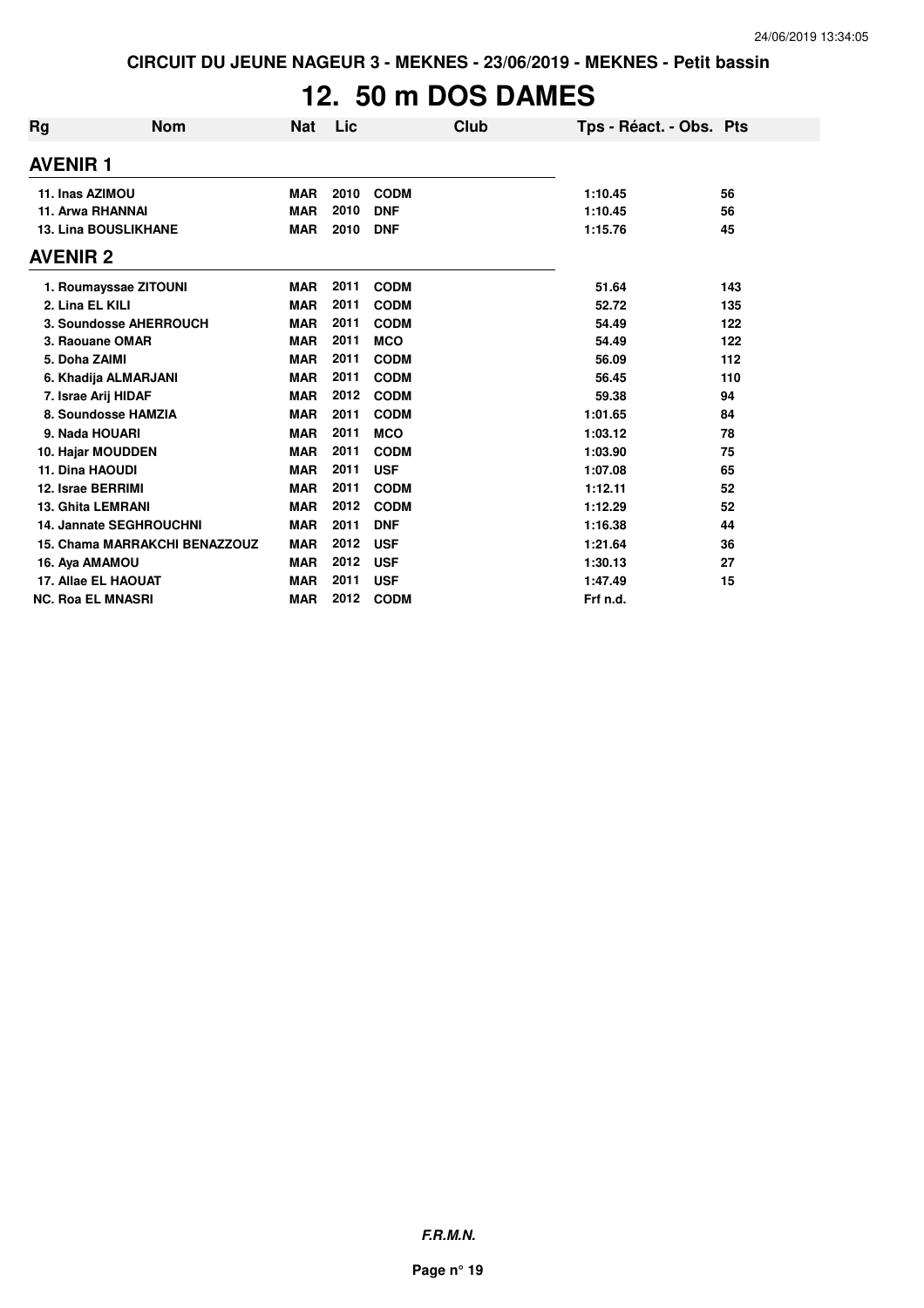CIRCUIT DU JEUNE NAGEUR 3 - MEKNES - 23/06/2019 - MEKNES - Petit bassin

# 12. 50 m DOS DAMES

| Rg | Nom | Nat | Lic | Club | Tps - Réact. - Obs. | Pts |
|---|---|---|---|---|---|---|
| **AVENIR 1** | | | | | | |
| 11. Inas AZIMOU | | MAR | 2010 | CODM | 1:10.45 | 56 |
| 11. Arwa RHANNAI | | MAR | 2010 | DNF | 1:10.45 | 56 |
| 13. Lina BOUSLIKHANE | | MAR | 2010 | DNF | 1:15.76 | 45 |
| **AVENIR 2** | | | | | | |
| 1. Roumayssae ZITOUNI | | MAR | 2011 | CODM | 51.64 | 143 |
| 2. Lina EL KILI | | MAR | 2011 | CODM | 52.72 | 135 |
| 3. Soundosse AHERROUCH | | MAR | 2011 | CODM | 54.49 | 122 |
| 3. Raouane OMAR | | MAR | 2011 | MCO | 54.49 | 122 |
| 5. Doha ZAIMI | | MAR | 2011 | CODM | 56.09 | 112 |
| 6. Khadija ALMARJANI | | MAR | 2011 | CODM | 56.45 | 110 |
| 7. Israe Arij HIDAF | | MAR | 2012 | CODM | 59.38 | 94 |
| 8. Soundosse HAMZIA | | MAR | 2011 | CODM | 1:01.65 | 84 |
| 9. Nada HOUARI | | MAR | 2011 | MCO | 1:03.12 | 78 |
| 10. Hajar MOUDDEN | | MAR | 2011 | CODM | 1:03.90 | 75 |
| 11. Dina HAOUDI | | MAR | 2011 | USF | 1:07.08 | 65 |
| 12. Israe BERRIMI | | MAR | 2011 | CODM | 1:12.11 | 52 |
| 13. Ghita LEMRANI | | MAR | 2012 | CODM | 1:12.29 | 52 |
| 14. Jannate SEGHROUCHNI | | MAR | 2011 | DNF | 1:16.38 | 44 |
| 15. Chama MARRAKCHI BENAZZOUZ | | MAR | 2012 | USF | 1:21.64 | 36 |
| 16. Aya AMAMOU | | MAR | 2012 | USF | 1:30.13 | 27 |
| 17. Allae EL HAOUAT | | MAR | 2011 | USF | 1:47.49 | 15 |
| NC. Roa EL MNASRI | | MAR | 2012 | CODM | Frf n.d. | |

*F.R.M.N.*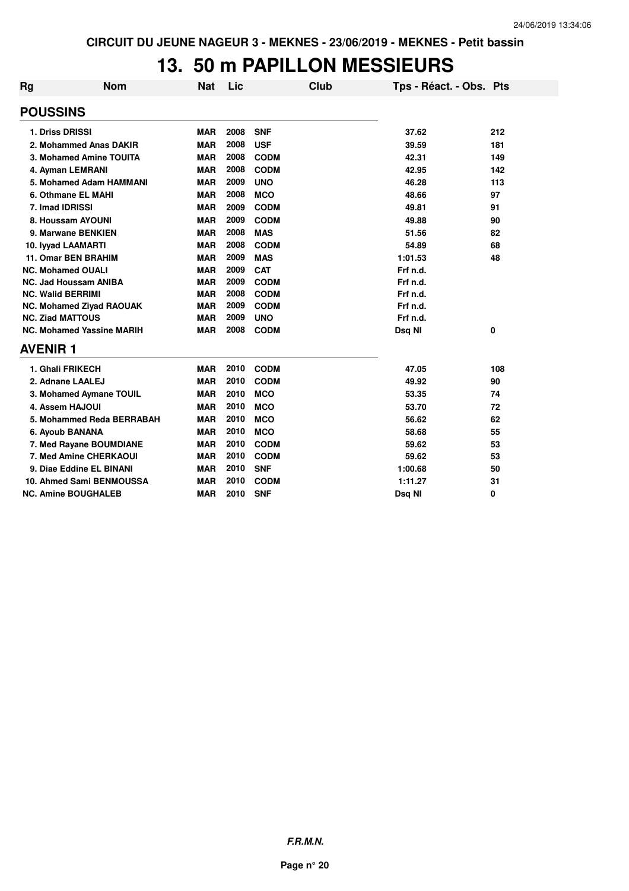CIRCUIT DU JEUNE NAGEUR 3 - MEKNES - 23/06/2019 - MEKNES - Petit bassin

# 13. 50 m PAPILLON MESSIEURS

| Rg | Nom | Nat | Lic | Club | Tps - Réact. - Obs. | Pts |
|---|---|---|---|---|---|---|
| **POUSSINS** | | | | | | |
| 1. | Driss DRISSI | MAR | 2008 | SNF | 37.62 | 212 |
| 2. | Mohammed Anas DAKIR | MAR | 2008 | USF | 39.59 | 181 |
| 3. | Mohamed Amine TOUITA | MAR | 2008 | CODM | 42.31 | 149 |
| 4. | Ayman LEMRANI | MAR | 2008 | CODM | 42.95 | 142 |
| 5. | Mohamed Adam HAMMANI | MAR | 2009 | UNO | 46.28 | 113 |
| 6. | Othmane EL MAHI | MAR | 2008 | MCO | 48.66 | 97 |
| 7. | Imad IDRISSI | MAR | 2009 | CODM | 49.81 | 91 |
| 8. | Houssam AYOUNI | MAR | 2009 | CODM | 49.88 | 90 |
| 9. | Marwane BENKIEN | MAR | 2008 | MAS | 51.56 | 82 |
| 10. | Iyyad LAAMARTI | MAR | 2008 | CODM | 54.89 | 68 |
| 11. | Omar BEN BRAHIM | MAR | 2009 | MAS | 1:01.53 | 48 |
| NC. | Mohamed OUALI | MAR | 2009 | CAT | Frf n.d. | |
| NC. | Jad Houssam ANIBA | MAR | 2009 | CODM | Frf n.d. | |
| NC. | Walid BERRIMI | MAR | 2008 | CODM | Frf n.d. | |
| NC. | Mohamed Ziyad RAOUAK | MAR | 2009 | CODM | Frf n.d. | |
| NC. | Ziad MATTOUS | MAR | 2009 | UNO | Frf n.d. | |
| NC. | Mohamed Yassine MARIH | MAR | 2008 | CODM | Dsq NI | 0 |
| **AVENIR 1** | | | | | | |
| 1. | Ghali FRIKECH | MAR | 2010 | CODM | 47.05 | 108 |
| 2. | Adnane LAALEJ | MAR | 2010 | CODM | 49.92 | 90 |
| 3. | Mohamed Aymane TOUIL | MAR | 2010 | MCO | 53.35 | 74 |
| 4. | Assem HAJOUI | MAR | 2010 | MCO | 53.70 | 72 |
| 5. | Mohammed Reda BERRABAH | MAR | 2010 | MCO | 56.62 | 62 |
| 6. | Ayoub BANANA | MAR | 2010 | MCO | 58.68 | 55 |
| 7. | Med Rayane BOUMDIANE | MAR | 2010 | CODM | 59.62 | 53 |
| 7. | Med Amine CHERKAOUI | MAR | 2010 | CODM | 59.62 | 53 |
| 9. | Diae Eddine EL BINANI | MAR | 2010 | SNF | 1:00.68 | 50 |
| 10. | Ahmed Sami BENMOUSSA | MAR | 2010 | CODM | 1:11.27 | 31 |
| NC. | Amine BOUGHALEB | MAR | 2010 | SNF | Dsq NI | 0 |

*F.R.M.N.*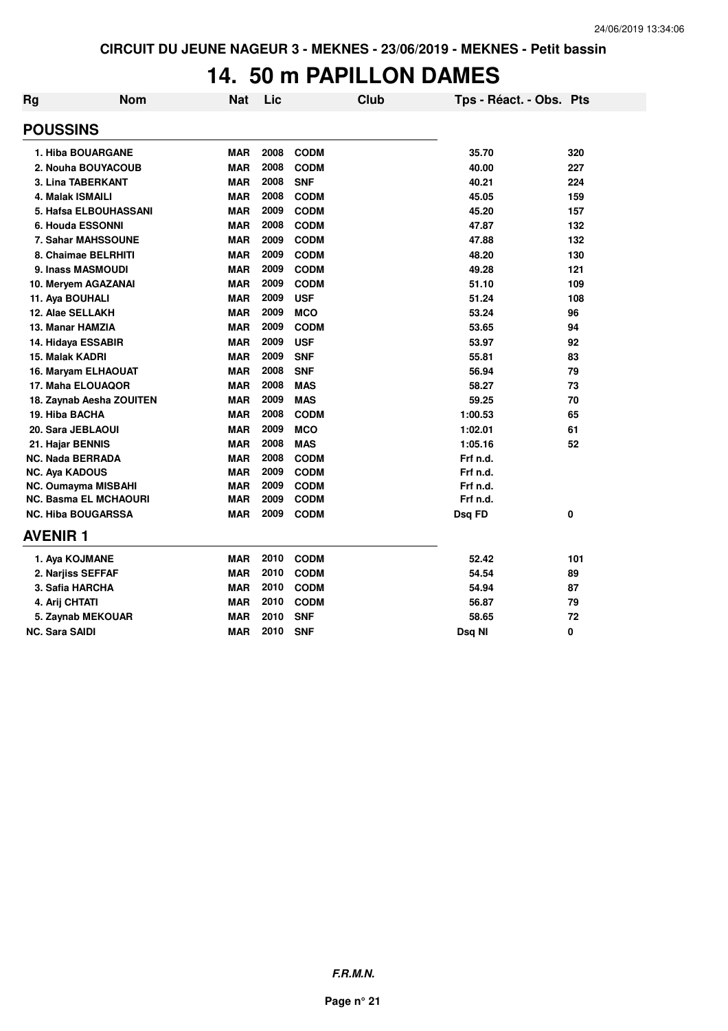CIRCUIT DU JEUNE NAGEUR 3 - MEKNES - 23/06/2019 - MEKNES - Petit bassin

# 14. 50 m PAPILLON DAMES

| Rg | Nom | Nat | Lic | Club | Tps - Réact. - Obs. | Pts |
|---|---|---|---|---|---|---|
| **POUSSINS** | | | | | | |
| 1. Hiba BOUARGANE | | MAR | 2008 | CODM | 35.70 | 320 |
| 2. Nouha BOUYACOUB | | MAR | 2008 | CODM | 40.00 | 227 |
| 3. Lina TABERKANT | | MAR | 2008 | SNF | 40.21 | 224 |
| 4. Malak ISMAILI | | MAR | 2008 | CODM | 45.05 | 159 |
| 5. Hafsa ELBOUHASSANI | | MAR | 2009 | CODM | 45.20 | 157 |
| 6. Houda ESSONNI | | MAR | 2008 | CODM | 47.87 | 132 |
| 7. Sahar MAHSSOUNE | | MAR | 2009 | CODM | 47.88 | 132 |
| 8. Chaimae BELRHITI | | MAR | 2009 | CODM | 48.20 | 130 |
| 9. Inass MASMOUDI | | MAR | 2009 | CODM | 49.28 | 121 |
| 10. Meryem AGAZANAI | | MAR | 2009 | CODM | 51.10 | 109 |
| 11. Aya BOUHALI | | MAR | 2009 | USF | 51.24 | 108 |
| 12. Alae SELLAKH | | MAR | 2009 | MCO | 53.24 | 96 |
| 13. Manar HAMZIA | | MAR | 2009 | CODM | 53.65 | 94 |
| 14. Hidaya ESSABIR | | MAR | 2009 | USF | 53.97 | 92 |
| 15. Malak KADRI | | MAR | 2009 | SNF | 55.81 | 83 |
| 16. Maryam ELHAOUAT | | MAR | 2008 | SNF | 56.94 | 79 |
| 17. Maha ELOUAQOR | | MAR | 2008 | MAS | 58.27 | 73 |
| 18. Zaynab Aesha ZOUITEN | | MAR | 2009 | MAS | 59.25 | 70 |
| 19. Hiba BACHA | | MAR | 2008 | CODM | 1:00.53 | 65 |
| 20. Sara JEBLAOUI | | MAR | 2009 | MCO | 1:02.01 | 61 |
| 21. Hajar BENNIS | | MAR | 2008 | MAS | 1:05.16 | 52 |
| NC. Nada BERRADA | | MAR | 2008 | CODM | Frf n.d. | |
| NC. Aya KADOUS | | MAR | 2009 | CODM | Frf n.d. | |
| NC. Oumayma MISBAHI | | MAR | 2009 | CODM | Frf n.d. | |
| NC. Basma EL MCHAOURI | | MAR | 2009 | CODM | Frf n.d. | |
| NC. Hiba BOUGARSSA | | MAR | 2009 | CODM | Dsq FD | 0 |
| **AVENIR 1** | | | | | | |
| 1. Aya KOJMANE | | MAR | 2010 | CODM | 52.42 | 101 |
| 2. Narjiss SEFFAF | | MAR | 2010 | CODM | 54.54 | 89 |
| 3. Safia HARCHA | | MAR | 2010 | CODM | 54.94 | 87 |
| 4. Arij CHTATI | | MAR | 2010 | CODM | 56.87 | 79 |
| 5. Zaynab MEKOUAR | | MAR | 2010 | SNF | 58.65 | 72 |
| NC. Sara SAIDI | | MAR | 2010 | SNF | Dsq NI | 0 |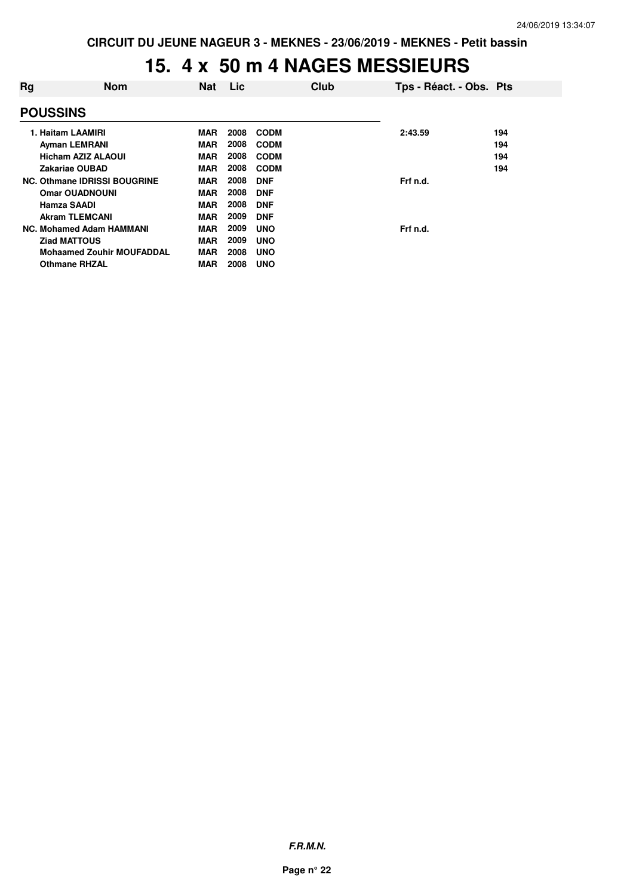CIRCUIT DU JEUNE NAGEUR 3 - MEKNES - 23/06/2019 - MEKNES - Petit bassin

# 15. 4 x 50 m 4 NAGES MESSIEURS

| Rg | Nom | Nat | Lic | Club | Tps - Réact. - Obs. | Pts |
|---|---|---|---|---|---|---|
| **POUSSINS** | | | | | | |
| 1. | Haitam LAAMIRI | MAR | 2008 | CODM | 2:43.59 | 194 |
| | Ayman LEMRANI | MAR | 2008 | CODM | | 194 |
| | Hicham AZIZ ALAOUI | MAR | 2008 | CODM | | 194 |
| | Zakariae OUBAD | MAR | 2008 | CODM | | 194 |
| NC. | Othmane IDRISSI BOUGRINE | MAR | 2008 | DNF | Frf n.d. | |
| | Omar OUADNOUNI | MAR | 2008 | DNF | | |
| | Hamza SAADI | MAR | 2008 | DNF | | |
| | Akram TLEMCANI | MAR | 2009 | DNF | | |
| NC. | Mohamed Adam HAMMANI | MAR | 2009 | UNO | Frf n.d. | |
| | Ziad MATTOUS | MAR | 2009 | UNO | | |
| | Mohaamed Zouhir MOUFADDAL | MAR | 2008 | UNO | | |
| | Othmane RHZAL | MAR | 2008 | UNO | | |

*F.R.M.N.*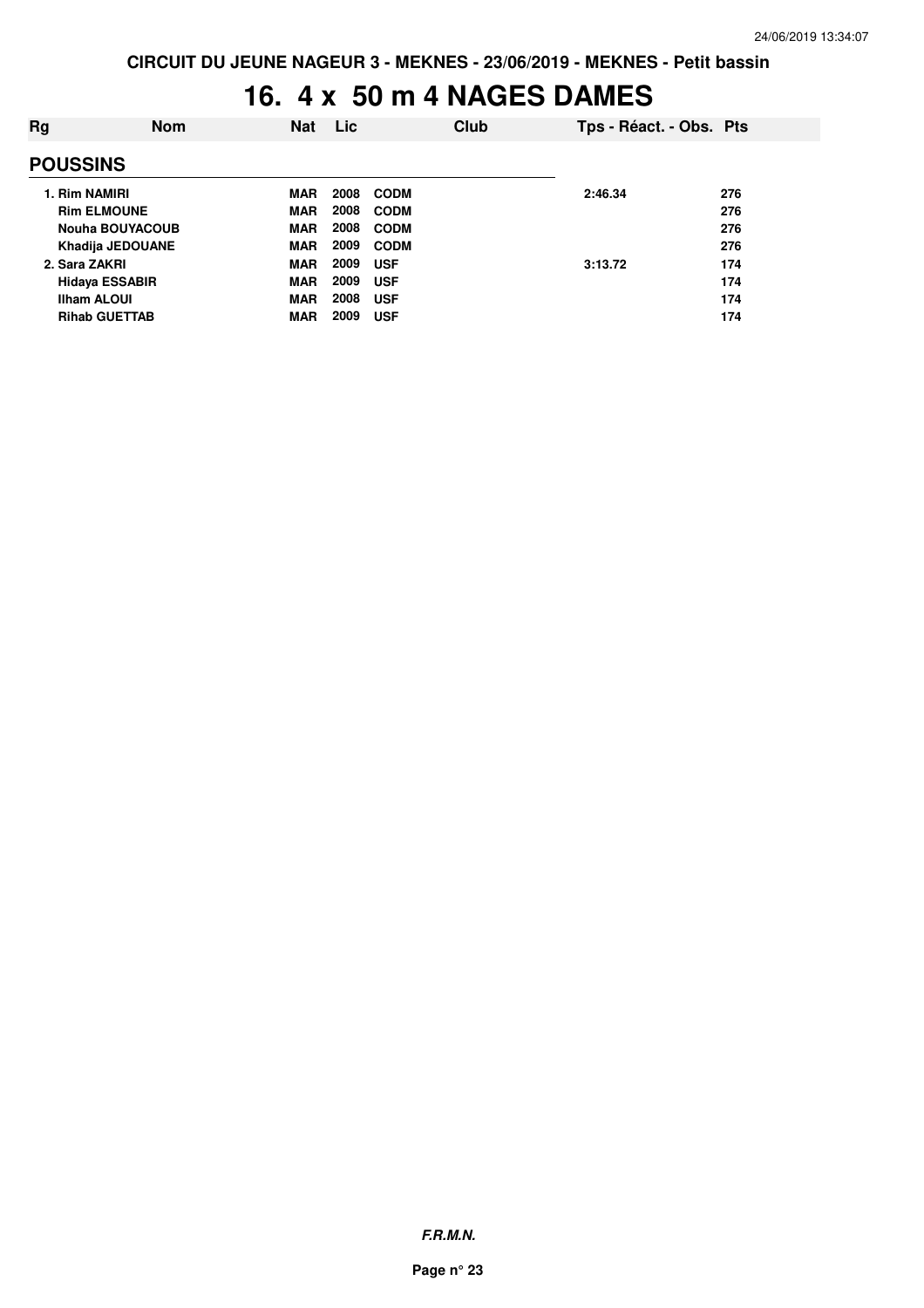CIRCUIT DU JEUNE NAGEUR 3 - MEKNES - 23/06/2019 - MEKNES - Petit bassin

# 16. 4 x 50 m 4 NAGES DAMES

| Rg | Nom | Nat | Lic | Club | Tps - Réact. - Obs. | Pts |
|---|---|---|---|---|---|---|
| **POUSSINS** | | | | | | |
| 1. | Rim NAMIRI | MAR | 2008 | CODM | 2:46.34 | 276 |
| | Rim ELMOUNE | MAR | 2008 | CODM | | 276 |
| | Nouha BOUYACOUB | MAR | 2008 | CODM | | 276 |
| | Khadija JEDOUANE | MAR | 2009 | CODM | | 276 |
| 2. | Sara ZAKRI | MAR | 2009 | USF | 3:13.72 | 174 |
| | Hidaya ESSABIR | MAR | 2009 | USF | | 174 |
| | Ilham ALOUI | MAR | 2008 | USF | | 174 |
| | Rihab GUETTAB | MAR | 2009 | USF | | 174 |

*F.R.M.N.*